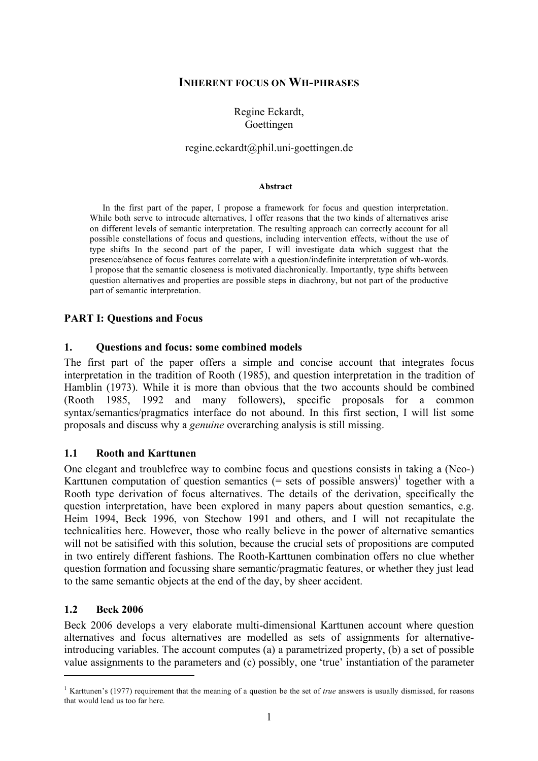# Inherent focus on Wh-phrases

Regine Eckardt,
Goettingen

regine.eckardt@phil.uni-goettingen.de

**Abstract**

In the first part of the paper, I propose a framework for focus and question interpretation. While both serve to introcude alternatives, I offer reasons that the two kinds of alternatives arise on different levels of semantic interpretation. The resulting approach can correctly account for all possible constellations of focus and questions, including intervention effects, without the use of type shifts In the second part of the paper, I will investigate data which suggest that the presence/absence of focus features correlate with a question/indefinite interpretation of wh-words. I propose that the semantic closeness is motivated diachronically. Importantly, type shifts between question alternatives and properties are possible steps in diachrony, but not part of the productive part of semantic interpretation.

## PART I: Questions and Focus

### 1. Questions and focus: some combined models

The first part of the paper offers a simple and concise account that integrates focus interpretation in the tradition of Rooth (1985), and question interpretation in the tradition of Hamblin (1973). While it is more than obvious that the two accounts should be combined (Rooth 1985, 1992 and many followers), specific proposals for a common syntax/semantics/pragmatics interface do not abound. In this first section, I will list some proposals and discuss why a *genuine* overarching analysis is still missing.

### 1.1 Rooth and Karttunen

One elegant and troublefree way to combine focus and questions consists in taking a (Neo-) Karttunen computation of question semantics (= sets of possible answers)[1] together with a Rooth type derivation of focus alternatives. The details of the derivation, specifically the question interpretation, have been explored in many papers about question semantics, e.g. Heim 1994, Beck 1996, von Stechow 1991 and others, and I will not recapitulate the technicalities here. However, those who really believe in the power of alternative semantics will not be satisified with this solution, because the crucial sets of propositions are computed in two entirely different fashions. The Rooth-Karttunen combination offers no clue whether question formation and focussing share semantic/pragmatic features, or whether they just lead to the same semantic objects at the end of the day, by sheer accident.

### 1.2 Beck 2006

Beck 2006 develops a very elaborate multi-dimensional Karttunen account where question alternatives and focus alternatives are modelled as sets of assignments for alternative-introducing variables. The account computes (a) a parametrized property, (b) a set of possible value assignments to the parameters and (c) possibly, one 'true' instantiation of the parameter

---

[1] Karttunen's (1977) requirement that the meaning of a question be the set of *true* answers is usually dismissed, for reasons that would lead us too far here.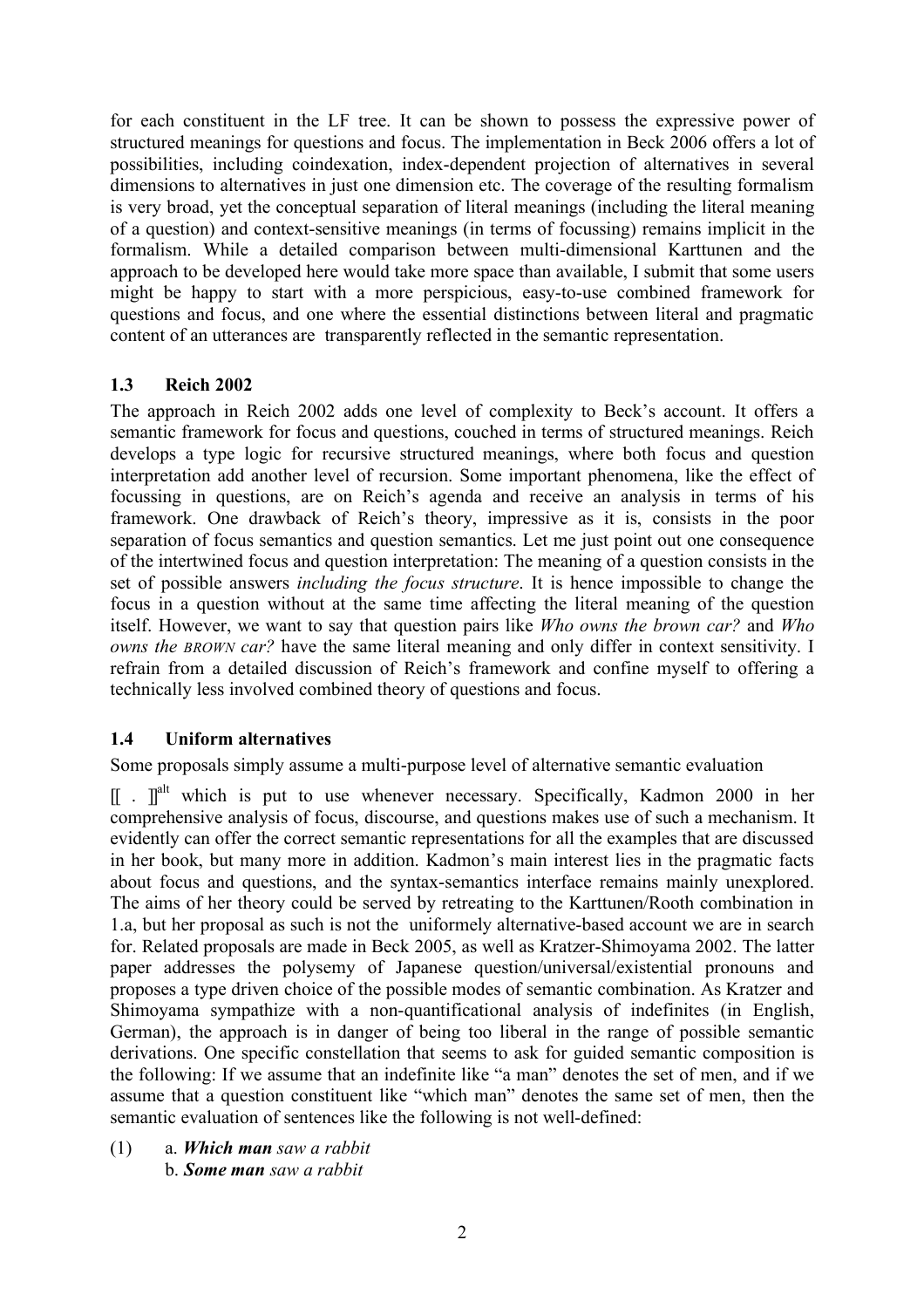for each constituent in the LF tree. It can be shown to possess the expressive power of structured meanings for questions and focus. The implementation in Beck 2006 offers a lot of possibilities, including coindexation, index-dependent projection of alternatives in several dimensions to alternatives in just one dimension etc. The coverage of the resulting formalism is very broad, yet the conceptual separation of literal meanings (including the literal meaning of a question) and context-sensitive meanings (in terms of focussing) remains implicit in the formalism. While a detailed comparison between multi-dimensional Karttunen and the approach to be developed here would take more space than available, I submit that some users might be happy to start with a more perspicious, easy-to-use combined framework for questions and focus, and one where the essential distinctions between literal and pragmatic content of an utterances are transparently reflected in the semantic representation.

### 1.3 Reich 2002

The approach in Reich 2002 adds one level of complexity to Beck's account. It offers a semantic framework for focus and questions, couched in terms of structured meanings. Reich develops a type logic for recursive structured meanings, where both focus and question interpretation add another level of recursion. Some important phenomena, like the effect of focussing in questions, are on Reich's agenda and receive an analysis in terms of his framework. One drawback of Reich's theory, impressive as it is, consists in the poor separation of focus semantics and question semantics. Let me just point out one consequence of the intertwined focus and question interpretation: The meaning of a question consists in the set of possible answers *including the focus structure*. It is hence impossible to change the focus in a question without at the same time affecting the literal meaning of the question itself. However, we want to say that question pairs like *Who owns the brown car?* and *Who owns the BROWN car?* have the same literal meaning and only differ in context sensitivity. I refrain from a detailed discussion of Reich's framework and confine myself to offering a technically less involved combined theory of questions and focus.

### 1.4 Uniform alternatives

Some proposals simply assume a multi-purpose level of alternative semantic evaluation

$[\![\ .\ ]\!]^{alt}$ which is put to use whenever necessary. Specifically, Kadmon 2000 in her comprehensive analysis of focus, discourse, and questions makes use of such a mechanism. It evidently can offer the correct semantic representations for all the examples that are discussed in her book, but many more in addition. Kadmon's main interest lies in the pragmatic facts about focus and questions, and the syntax-semantics interface remains mainly unexplored. The aims of her theory could be served by retreating to the Karttunen/Rooth combination in 1.a, but her proposal as such is not the uniformely alternative-based account we are in search for. Related proposals are made in Beck 2005, as well as Kratzer-Shimoyama 2002. The latter paper addresses the polysemy of Japanese question/universal/existential pronouns and proposes a type driven choice of the possible modes of semantic combination. As Kratzer and Shimoyama sympathize with a non-quantificational analysis of indefinites (in English, German), the approach is in danger of being too liberal in the range of possible semantic derivations. One specific constellation that seems to ask for guided semantic composition is the following: If we assume that an indefinite like "a man" denotes the set of men, and if we assume that a question constituent like "which man" denotes the same set of men, then the semantic evaluation of sentences like the following is not well-defined:

(1) a. ***Which man*** *saw a rabbit*
    b. ***Some man*** *saw a rabbit*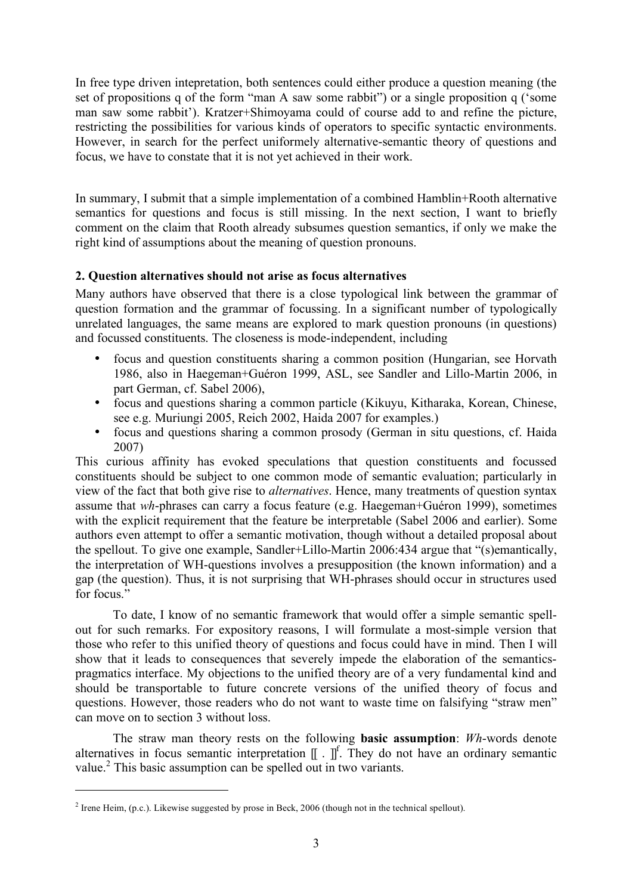In free type driven intepretation, both sentences could either produce a question meaning (the set of propositions q of the form "man A saw some rabbit") or a single proposition q ('some man saw some rabbit'). Kratzer+Shimoyama could of course add to and refine the picture, restricting the possibilities for various kinds of operators to specific syntactic environments. However, in search for the perfect uniformely alternative-semantic theory of questions and focus, we have to constate that it is not yet achieved in their work.

In summary, I submit that a simple implementation of a combined Hamblin+Rooth alternative semantics for questions and focus is still missing. In the next section, I want to briefly comment on the claim that Rooth already subsumes question semantics, if only we make the right kind of assumptions about the meaning of question pronouns.

## 2. Question alternatives should not arise as focus alternatives

Many authors have observed that there is a close typological link between the grammar of question formation and the grammar of focussing. In a significant number of typologically unrelated languages, the same means are explored to mark question pronouns (in questions) and focussed constituents. The closeness is mode-independent, including

- focus and question constituents sharing a common position (Hungarian, see Horvath 1986, also in Haegeman+Guéron 1999, ASL, see Sandler and Lillo-Martin 2006, in part German, cf. Sabel 2006),
- focus and questions sharing a common particle (Kikuyu, Kitharaka, Korean, Chinese, see e.g. Muriungi 2005, Reich 2002, Haida 2007 for examples.)
- focus and questions sharing a common prosody (German in situ questions, cf. Haida 2007)

This curious affinity has evoked speculations that question constituents and focussed constituents should be subject to one common mode of semantic evaluation; particularly in view of the fact that both give rise to *alternatives*. Hence, many treatments of question syntax assume that *wh*-phrases can carry a focus feature (e.g. Haegeman+Guéron 1999), sometimes with the explicit requirement that the feature be interpretable (Sabel 2006 and earlier). Some authors even attempt to offer a semantic motivation, though without a detailed proposal about the spellout. To give one example, Sandler+Lillo-Martin 2006:434 argue that "(s)emantically, the interpretation of WH-questions involves a presupposition (the known information) and a gap (the question). Thus, it is not surprising that WH-phrases should occur in structures used for focus."

To date, I know of no semantic framework that would offer a simple semantic spell-out for such remarks. For expository reasons, I will formulate a most-simple version that those who refer to this unified theory of questions and focus could have in mind. Then I will show that it leads to consequences that severely impede the elaboration of the semantics-pragmatics interface. My objections to the unified theory are of a very fundamental kind and should be transportable to future concrete versions of the unified theory of focus and questions. However, those readers who do not want to waste time on falsifying "straw men" can move on to section 3 without loss.

The straw man theory rests on the following **basic assumption**: *Wh*-words denote alternatives in focus semantic interpretation $[\![\ .\ ]\!]^f$. They do not have an ordinary semantic value.[2] This basic assumption can be spelled out in two variants.

[2] Irene Heim, (p.c.). Likewise suggested by prose in Beck, 2006 (though not in the technical spellout).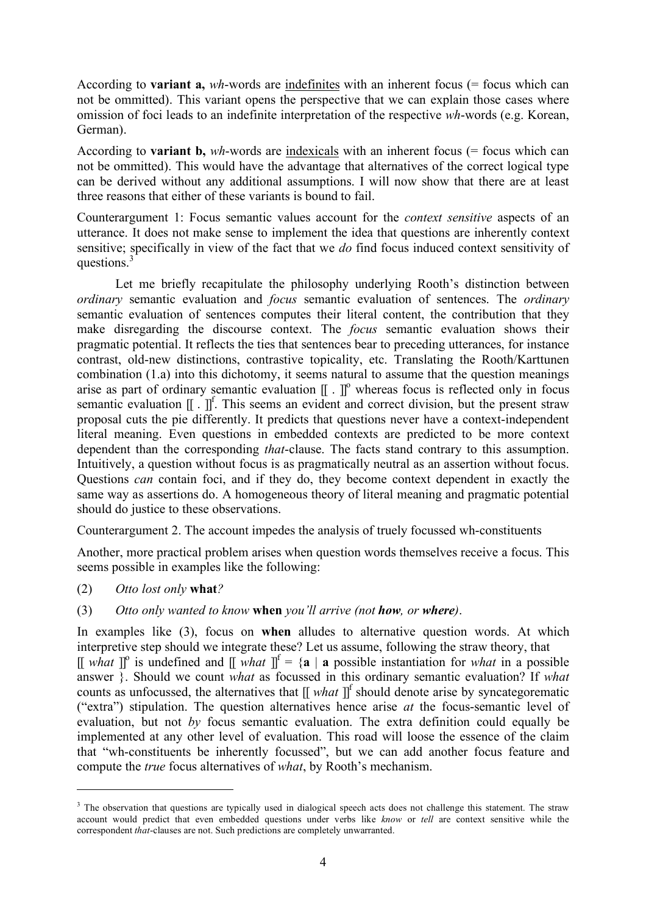According to **variant a,** *wh*-words are <u>indefinites</u> with an inherent focus (= focus which can not be ommitted). This variant opens the perspective that we can explain those cases where omission of foci leads to an indefinite interpretation of the respective *wh*-words (e.g. Korean, German).

According to **variant b,** *wh*-words are <u>indexicals</u> with an inherent focus (= focus which can not be ommitted). This would have the advantage that alternatives of the correct logical type can be derived without any additional assumptions. I will now show that there are at least three reasons that either of these variants is bound to fail.

Counterargument 1: Focus semantic values account for the *context sensitive* aspects of an utterance. It does not make sense to implement the idea that questions are inherently context sensitive; specifically in view of the fact that we *do* find focus induced context sensitivity of questions.[3]

Let me briefly recapitulate the philosophy underlying Rooth's distinction between *ordinary* semantic evaluation and *focus* semantic evaluation of sentences. The *ordinary* semantic evaluation of sentences computes their literal content, the contribution that they make disregarding the discourse context. The *focus* semantic evaluation shows their pragmatic potential. It reflects the ties that sentences bear to preceding utterances, for instance contrast, old-new distinctions, contrastive topicality, etc. Translating the Rooth/Karttunen combination (1.a) into this dichotomy, it seems natural to assume that the question meanings arise as part of ordinary semantic evaluation $[[\ .\ ]]^o$ whereas focus is reflected only in focus semantic evaluation $[[\ .\ ]]^f$. This seems an evident and correct division, but the present straw proposal cuts the pie differently. It predicts that questions never have a context-independent literal meaning. Even questions in embedded contexts are predicted to be more context dependent than the corresponding *that*-clause. The facts stand contrary to this assumption. Intuitively, a question without focus is as pragmatically neutral as an assertion without focus. Questions *can* contain foci, and if they do, they become context dependent in exactly the same way as assertions do. A homogeneous theory of literal meaning and pragmatic potential should do justice to these observations.

Counterargument 2. The account impedes the analysis of truely focussed wh-constituents

Another, more practical problem arises when question words themselves receive a focus. This seems possible in examples like the following:

(2) *Otto lost only* **what***?*

(3) *Otto only wanted to know* **when** *you'll arrive (not* ***how****, or* ***where****).*

In examples like (3), focus on **when** alludes to alternative question words. At which interpretive step should we integrate these? Let us assume, following the straw theory, that $[[$ *what* $]]^o$ is undefined and $[[$ *what* $]]^f = \{\mathbf{a} \mid \mathbf{a}$ possible instantiation for *what* in a possible answer $\}$. Should we count *what* as focussed in this ordinary semantic evaluation? If *what* counts as unfocussed, the alternatives that $[[$ *what* $]]^f$ should denote arise by syncategorematic ("extra") stipulation. The question alternatives hence arise *at* the focus-semantic level of evaluation, but not *by* focus semantic evaluation. The extra definition could equally be implemented at any other level of evaluation. This road will loose the essence of the claim that "wh-constituents be inherently focussed", but we can add another focus feature and compute the *true* focus alternatives of *what*, by Rooth's mechanism.

[3] The observation that questions are typically used in dialogical speech acts does not challenge this statement. The straw account would predict that even embedded questions under verbs like *know* or *tell* are context sensitive while the correspondent *that*-clauses are not. Such predictions are completely unwarranted.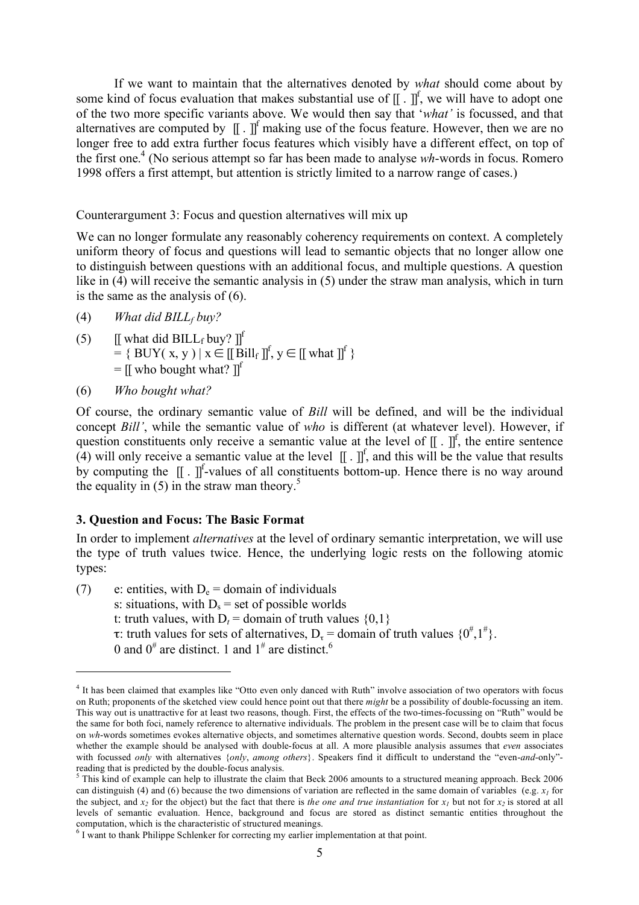If we want to maintain that the alternatives denoted by *what* should come about by some kind of focus evaluation that makes substantial use of $[\![\,.\,]\!]^f$, we will have to adopt one of the two more specific variants above. We would then say that '*what'* is focussed, and that alternatives are computed by $[\![\,.\,]\!]^f$ making use of the focus feature. However, then we are no longer free to add extra further focus features which visibly have a different effect, on top of the first one.[4] (No serious attempt so far has been made to analyse *wh*-words in focus. Romero 1998 offers a first attempt, but attention is strictly limited to a narrow range of cases.)

Counterargument 3: Focus and question alternatives will mix up

We can no longer formulate any reasonably coherency requirements on context. A completely uniform theory of focus and questions will lead to semantic objects that no longer allow one to distinguish between questions with an additional focus, and multiple questions. A question like in (4) will receive the semantic analysis in (5) under the straw man analysis, which in turn is the same as the analysis of (6).

(4) *What did BILL$_f$ buy?*

(5) $[\![$ what did BILL$_f$ buy? $]\!]^f$
$= \{ \text{BUY}( x, y ) \mid x \in [\![\text{Bill}_f]\!]^f, y \in [\![ \text{what} ]\!]^f \}$
$= [\![$ who bought what? $]\!]^f$

(6) *Who bought what?*

Of course, the ordinary semantic value of *Bill* will be defined, and will be the individual concept *Bill'*, while the semantic value of *who* is different (at whatever level). However, if question constituents only receive a semantic value at the level of $[\![\,.\,]\!]^f$, the entire sentence (4) will only receive a semantic value at the level $[\![\,.\,]\!]^f$, and this will be the value that results by computing the $[\![\,.\,]\!]^f$-values of all constituents bottom-up. Hence there is no way around the equality in (5) in the straw man theory.[5]

### 3. Question and Focus: The Basic Format

In order to implement *alternatives* at the level of ordinary semantic interpretation, we will use the type of truth values twice. Hence, the underlying logic rests on the following atomic types:

(7) e: entities, with $D_e$ = domain of individuals
s: situations, with $D_s$ = set of possible worlds
t: truth values, with $D_t$ = domain of truth values $\{0,1\}$
$\tau$: truth values for sets of alternatives, $D_\tau$ = domain of truth values $\{0^\#,1^\#\}$.
0 and $0^\#$ are distinct. 1 and $1^\#$ are distinct.[6]

---

[4] It has been claimed that examples like "Otto even only danced with Ruth" involve association of two operators with focus on Ruth; proponents of the sketched view could hence point out that there *might* be a possibility of double-focussing an item. This way out is unattractive for at least two reasons, though. First, the effects of the two-times-focussing on "Ruth" would be the same for both foci, namely reference to alternative individuals. The problem in the present case will be to claim that focus on *wh*-words sometimes evokes alternative objects, and sometimes alternative question words. Second, doubts seem in place whether the example should be analysed with double-focus at all. A more plausible analysis assumes that *even* associates with focussed *only* with alternatives {*only*, *among others*}. Speakers find it difficult to understand the "even-*and*-only"-reading that is predicted by the double-focus analysis.

[5] This kind of example can help to illustrate the claim that Beck 2006 amounts to a structured meaning approach. Beck 2006 can distinguish (4) and (6) because the two dimensions of variation are reflected in the same domain of variables (e.g. $x_1$ for the subject, and $x_2$ for the object) but the fact that there is *the one and true instantiation* for $x_1$ but not for $x_2$ is stored at all levels of semantic evaluation. Hence, background and focus are stored as distinct semantic entities throughout the computation, which is the characteristic of structured meanings.

[6] I want to thank Philippe Schlenker for correcting my earlier implementation at that point.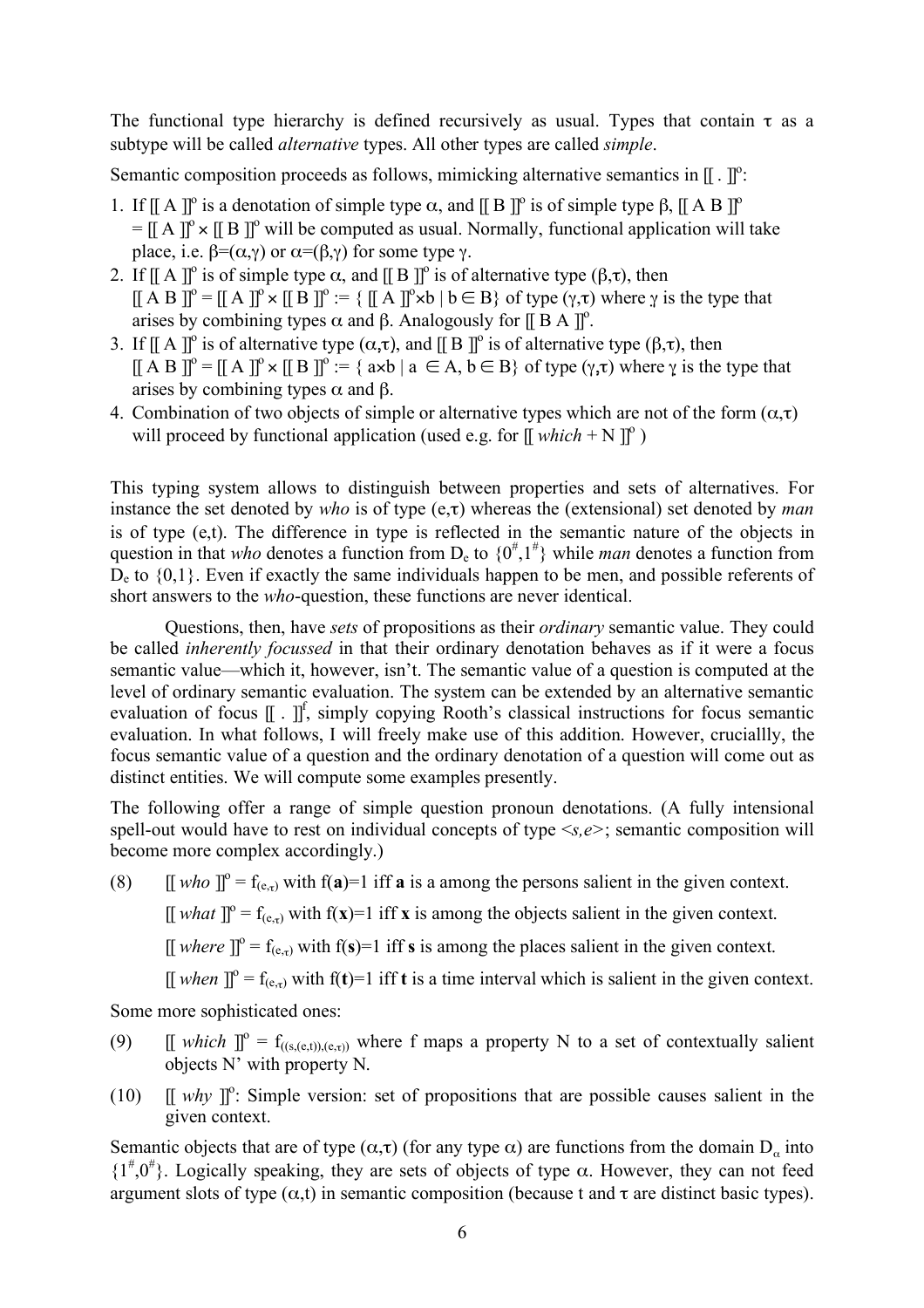The functional type hierarchy is defined recursively as usual. Types that contain $\tau$ as a subtype will be called *alternative* types. All other types are called *simple*.

Semantic composition proceeds as follows, mimicking alternative semantics in $[[ . ]]^o$:

1. If $[[ A ]]^o$ is a denotation of simple type $\alpha$, and $[[ B ]]^o$ is of simple type $\beta$, $[[ A B ]]^o = [[ A ]]^o \times [[ B ]]^o$ will be computed as usual. Normally, functional application will take place, i.e. $\beta=(\alpha,\gamma)$ or $\alpha=(\beta,\gamma)$ for some type $\gamma$.
2. If $[[ A ]]^o$ is of simple type $\alpha$, and $[[ B ]]^o$ is of alternative type $(\beta,\tau)$, then $[[ A B ]]^o = [[ A ]]^o \times [[ B ]]^o := \{ [[ A ]]^o \times b \mid b \in B\}$ of type $(\gamma,\tau)$ where $\gamma$ is the type that arises by combining types $\alpha$ and $\beta$. Analogously for $[[ B A ]]^o$.
3. If $[[ A ]]^o$ is of alternative type $(\alpha,\tau)$, and $[[ B ]]^o$ is of alternative type $(\beta,\tau)$, then $[[ A B ]]^o = [[ A ]]^o \times [[ B ]]^o := \{ a \times b \mid a \in A, b \in B\}$ of type $(\gamma,\tau)$ where $\gamma$ is the type that arises by combining types $\alpha$ and $\beta$.
4. Combination of two objects of simple or alternative types which are not of the form $(\alpha,\tau)$ will proceed by functional application (used e.g. for $[[$ *which* + N $]]^o$ )

This typing system allows to distinguish between properties and sets of alternatives. For instance the set denoted by *who* is of type $(e,\tau)$ whereas the (extensional) set denoted by *man* is of type $(e,t)$. The difference in type is reflected in the semantic nature of the objects in question in that *who* denotes a function from $D_e$ to $\{0^\#,1^\#\}$ while *man* denotes a function from $D_e$ to $\{0,1\}$. Even if exactly the same individuals happen to be men, and possible referents of short answers to the *who*-question, these functions are never identical.

Questions, then, have *sets* of propositions as their *ordinary* semantic value. They could be called *inherently focussed* in that their ordinary denotation behaves as if it were a focus semantic value—which it, however, isn't. The semantic value of a question is computed at the level of ordinary semantic evaluation. The system can be extended by an alternative semantic evaluation of focus $[[ . ]]^f$, simply copying Rooth's classical instructions for focus semantic evaluation. In what follows, I will freely make use of this addition. However, cruciallly, the focus semantic value of a question and the ordinary denotation of a question will come out as distinct entities. We will compute some examples presently.

The following offer a range of simple question pronoun denotations. (A fully intensional spell-out would have to rest on individual concepts of type $<s,e>$; semantic composition will become more complex accordingly.)

(8) $[[$ *who* $]]^o = f_{(e,\tau)}$ with $f(\mathbf{a})=1$ iff $\mathbf{a}$ is a among the persons salient in the given context.

$[[$ *what* $]]^o = f_{(e,\tau)}$ with $f(\mathbf{x})=1$ iff $\mathbf{x}$ is among the objects salient in the given context.

$[[$ *where* $]]^o = f_{(e,\tau)}$ with $f(\mathbf{s})=1$ iff $\mathbf{s}$ is among the places salient in the given context.

$[[$ *when* $]]^o = f_{(e,\tau)}$ with $f(\mathbf{t})=1$ iff $\mathbf{t}$ is a time interval which is salient in the given context.

Some more sophisticated ones:

(9) $[[$ *which* $]]^o = f_{((s,(e,t)),(e,\tau))}$ where f maps a property N to a set of contextually salient objects N' with property N.

(10) $[[$ *why* $]]^o$: Simple version: set of propositions that are possible causes salient in the given context.

Semantic objects that are of type $(\alpha,\tau)$ (for any type $\alpha$) are functions from the domain $D_\alpha$ into $\{1^\#,0^\#\}$. Logically speaking, they are sets of objects of type $\alpha$. However, they can not feed argument slots of type $(\alpha,t)$ in semantic composition (because t and $\tau$ are distinct basic types).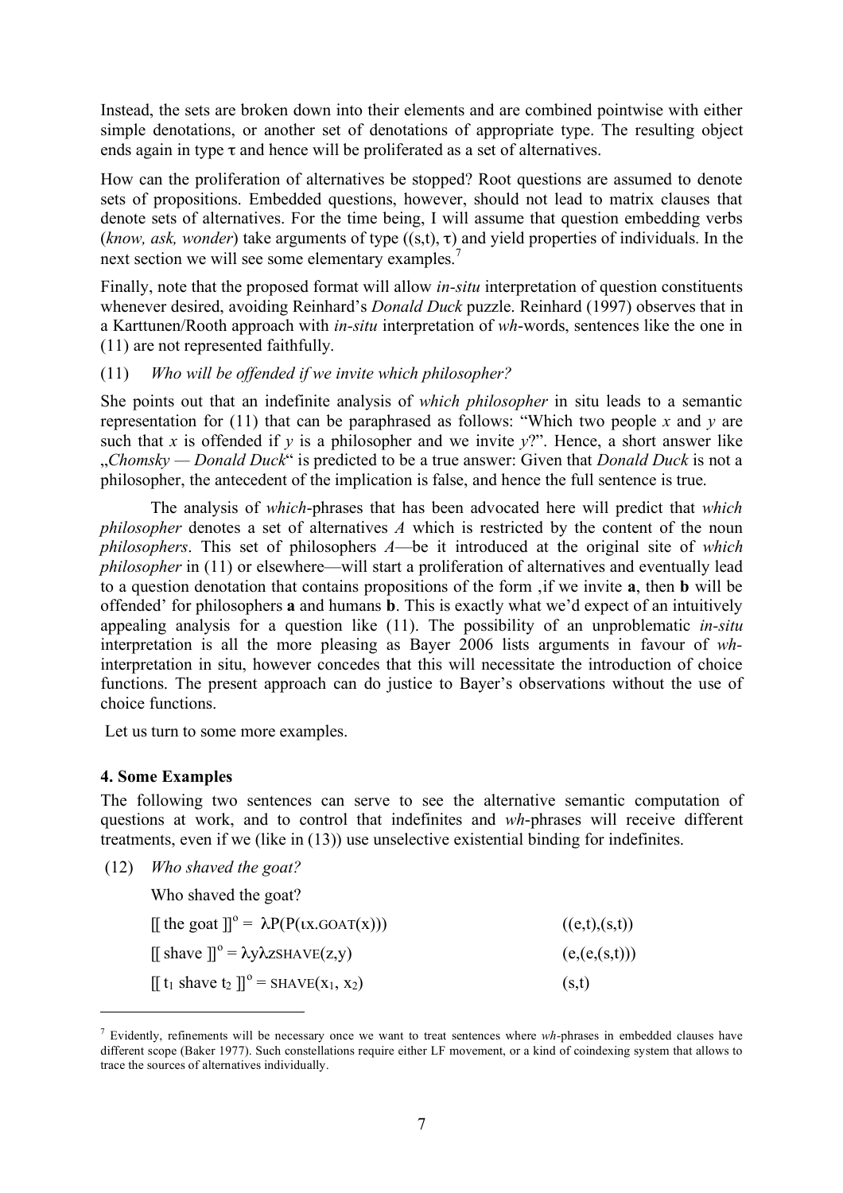Instead, the sets are broken down into their elements and are combined pointwise with either simple denotations, or another set of denotations of appropriate type. The resulting object ends again in type $\tau$ and hence will be proliferated as a set of alternatives.

How can the proliferation of alternatives be stopped? Root questions are assumed to denote sets of propositions. Embedded questions, however, should not lead to matrix clauses that denote sets of alternatives. For the time being, I will assume that question embedding verbs (*know, ask, wonder*) take arguments of type $((s,t), \tau)$ and yield properties of individuals. In the next section we will see some elementary examples.[7]

Finally, note that the proposed format will allow *in-situ* interpretation of question constituents whenever desired, avoiding Reinhard's *Donald Duck* puzzle. Reinhard (1997) observes that in a Karttunen/Rooth approach with *in-situ* interpretation of *wh*-words, sentences like the one in (11) are not represented faithfully.

(11) *Who will be offended if we invite which philosopher?*

She points out that an indefinite analysis of *which philosopher* in situ leads to a semantic representation for (11) that can be paraphrased as follows: "Which two people *x* and *y* are such that *x* is offended if *y* is a philosopher and we invite *y*?". Hence, a short answer like „*Chomsky — Donald Duck*" is predicted to be a true answer: Given that *Donald Duck* is not a philosopher, the antecedent of the implication is false, and hence the full sentence is true.

The analysis of *which*-phrases that has been advocated here will predict that *which philosopher* denotes a set of alternatives *A* which is restricted by the content of the noun *philosophers*. This set of philosophers *A*—be it introduced at the original site of *which philosopher* in (11) or elsewhere—will start a proliferation of alternatives and eventually lead to a question denotation that contains propositions of the form ‚if we invite **a**, then **b** will be offended' for philosophers **a** and humans **b**. This is exactly what we'd expect of an intuitively appealing analysis for a question like (11). The possibility of an unproblematic *in-situ* interpretation is all the more pleasing as Bayer 2006 lists arguments in favour of *wh*-interpretation in situ, however concedes that this will necessitate the introduction of choice functions. The present approach can do justice to Bayer's observations without the use of choice functions.

Let us turn to some more examples.

## 4. Some Examples

The following two sentences can serve to see the alternative semantic computation of questions at work, and to control that indefinites and *wh*-phrases will receive different treatments, even if we (like in (13)) use unselective existential binding for indefinites.

(12) *Who shaved the goat?*

Who shaved the goat?

$[[\text{ the goat }]]^o = \lambda P(P(\iota x.\text{GOAT}(x)))$ $((e,t),(s,t))$

$[[\text{ shave }]]^o = \lambda y \lambda z \text{SHAVE}(z,y)$ $(e,(e,(s,t)))$

$[[\text{ } t_1 \text{ shave } t_2 \text{ }]]^o = \text{SHAVE}(x_1, x_2)$ $(s,t)$

---

[7] Evidently, refinements will be necessary once we want to treat sentences where *wh*-phrases in embedded clauses have different scope (Baker 1977). Such constellations require either LF movement, or a kind of coindexing system that allows to trace the sources of alternatives individually.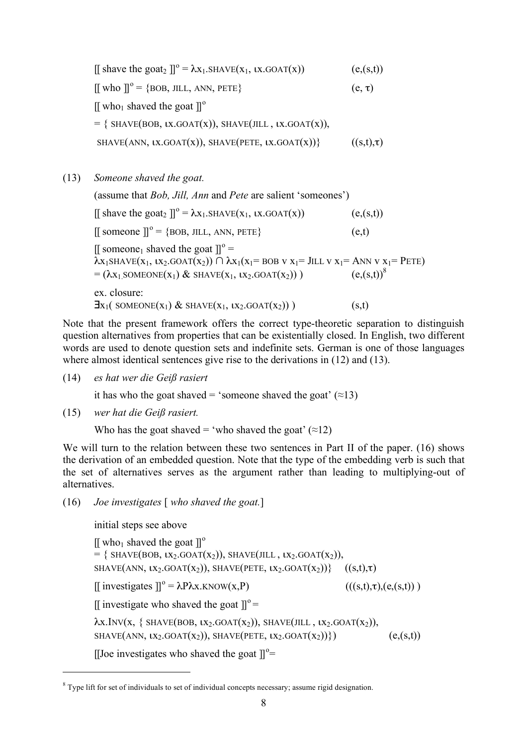[[ shave the goat$_2$ ]]$^o$ = $\lambda x_1.\text{SHAVE}(x_1, \iota x.\text{GOAT}(x))$ (e,(s,t))

[[ who ]]$^o$ = {BOB, JILL, ANN, PETE} (e, τ)

[[ who$_1$ shaved the goat ]]$^o$

= { SHAVE(BOB, ιx.GOAT(x)), SHAVE(JILL , ιx.GOAT(x)),

SHAVE(ANN, ιx.GOAT(x)), SHAVE(PETE, ιx.GOAT(x))} ((s,t),τ)

(13) *Someone shaved the goat.*

(assume that *Bob, Jill, Ann* and *Pete* are salient 'someones')

[[ shave the goat$_2$ ]]$^o$ = $\lambda x_1.\text{SHAVE}(x_1, \iota x.\text{GOAT}(x))$ (e,(s,t))

[[ someone ]]$^o$ = {BOB, JILL, ANN, PETE} (e,t)

[[ someone$_1$ shaved the goat ]]$^o$ =
$\lambda x_1\text{SHAVE}(x_1, \iota x_2.\text{GOAT}(x_2)) \cap \lambda x_1(x_1\text{= BOB} \vee x_1\text{= JILL} \vee x_1\text{= ANN} \vee x_1\text{= PETE})$
= $(\lambda x_1.\text{SOMEONE}(x_1)\ \&\ \text{SHAVE}(x_1, \iota x_2.\text{GOAT}(x_2)))$ (e,(s,t))[8]

ex. closure:
$\exists x_1(\ \text{SOMEONE}(x_1)\ \&\ \text{SHAVE}(x_1, \iota x_2.\text{GOAT}(x_2))\ )$ (s,t)

Note that the present framework offers the correct type-theoretic separation to distinguish question alternatives from properties that can be existentially closed. In English, two different words are used to denote question sets and indefinite sets. German is one of those languages where almost identical sentences give rise to the derivations in (12) and (13).

(14) *es hat wer die Geiß rasiert*

it has who the goat shaved = 'someone shaved the goat' (≈13)

(15) *wer hat die Geiß rasiert.*

Who has the goat shaved = 'who shaved the goat' (≈12)

We will turn to the relation between these two sentences in Part II of the paper. (16) shows the derivation of an embedded question. Note that the type of the embedding verb is such that the set of alternatives serves as the argument rather than leading to multiplying-out of alternatives.

(16) *Joe investigates* [ *who shaved the goat.*]

initial steps see above

[[ who$_1$ shaved the goat ]]$^o$
= { SHAVE(BOB, ιx$_2$.GOAT(x$_2$)), SHAVE(JILL , ιx$_2$.GOAT(x$_2$)),
SHAVE(ANN, ιx$_2$.GOAT(x$_2$)), SHAVE(PETE, ιx$_2$.GOAT(x$_2$))} ((s,t),τ)

[[ investigates ]]$^o$ = $\lambda P\lambda x.\text{KNOW}(x,P)$ (((s,t),τ),(e,(s,t)) )

[[ investigate who shaved the goat ]]$^o$ =

λx.INV(x, { SHAVE(BOB, ιx$_2$.GOAT(x$_2$)), SHAVE(JILL , ιx$_2$.GOAT(x$_2$)),
SHAVE(ANN, ιx$_2$.GOAT(x$_2$)), SHAVE(PETE, ιx$_2$.GOAT(x$_2$))}) (e,(s,t))

[[Joe investigates who shaved the goat ]]$^o$=

---

[8] Type lift for set of individuals to set of individual concepts necessary; assume rigid designation.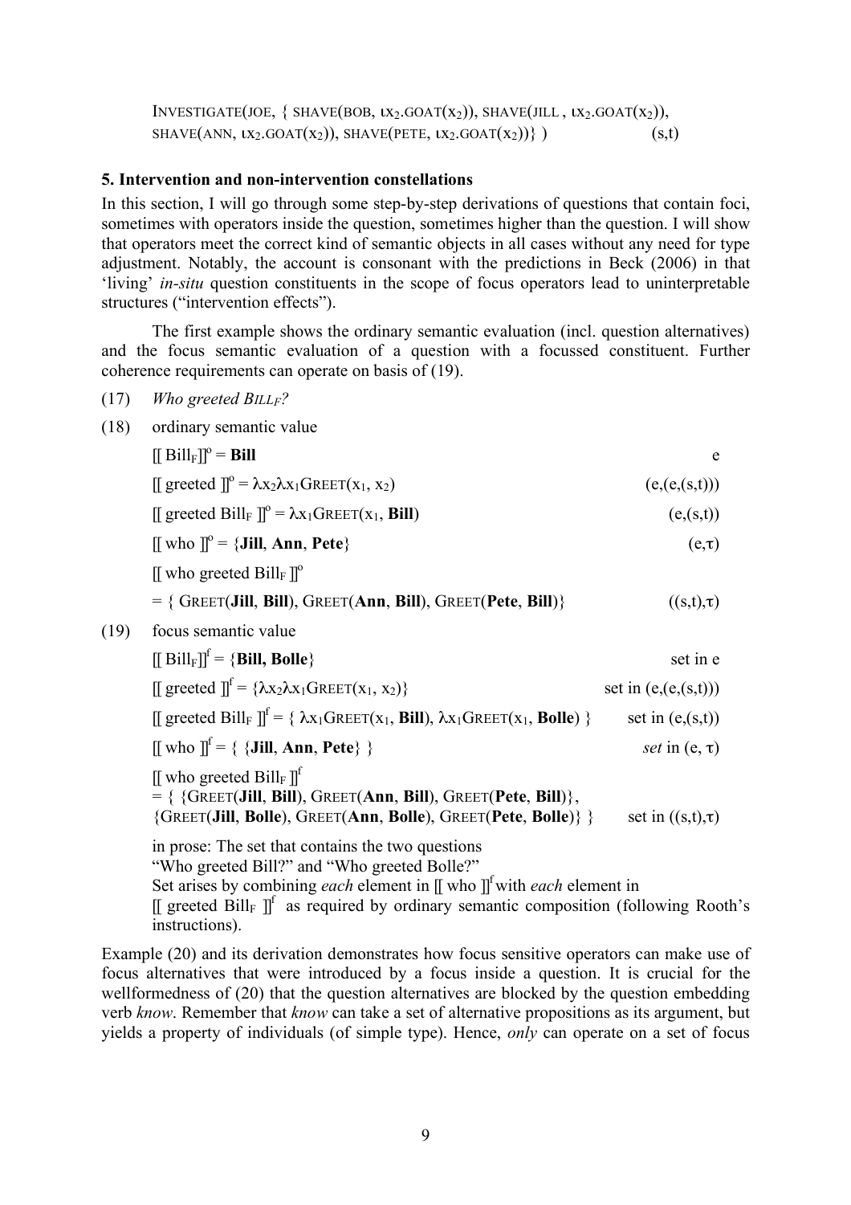INVESTIGATE(JOE, { SHAVE(BOB, $\iota x_2$.GOAT($x_2$)), SHAVE(JILL , $\iota x_2$.GOAT($x_2$)), SHAVE(ANN, $\iota x_2$.GOAT($x_2$)), SHAVE(PETE, $\iota x_2$.GOAT($x_2$))} )  (s,t)

### 5. Intervention and non-intervention constellations

In this section, I will go through some step-by-step derivations of questions that contain foci, sometimes with operators inside the question, sometimes higher than the question. I will show that operators meet the correct kind of semantic objects in all cases without any need for type adjustment. Notably, the account is consonant with the predictions in Beck (2006) in that 'living' *in-situ* question constituents in the scope of focus operators lead to uninterpretable structures ("intervention effects").

The first example shows the ordinary semantic evaluation (incl. question alternatives) and the focus semantic evaluation of a question with a focussed constituent. Further coherence requirements can operate on basis of (19).

(17) *Who greeted BILL$_F$?*

(18) ordinary semantic value

[[ Bill$_F$]]$^o$ = **Bill**  e

[[ greeted ]]$^o$ = $\lambda x_2 \lambda x_1$GREET($x_1$, $x_2$)  (e,(e,(s,t)))

[[ greeted Bill$_F$ ]]$^o$ = $\lambda x_1$GREET($x_1$, **Bill**)  (e,(s,t))

[[ who ]]$^o$ = {**Jill**, **Ann**, **Pete**}  (e,$\tau$)

[[ who greeted Bill$_F$ ]]$^o$

= { GREET(**Jill**, **Bill**), GREET(**Ann**, **Bill**), GREET(**Pete**, **Bill**)}  ((s,t),$\tau$)

(19) focus semantic value

[[ Bill$_F$]]$^f$ = {**Bill, Bolle**}  set in e

[[ greeted ]]$^f$ = {$\lambda x_2 \lambda x_1$GREET($x_1$, $x_2$)}  set in (e,(e,(s,t)))

[[ greeted Bill$_F$ ]]$^f$ = { $\lambda x_1$GREET($x_1$, **Bill**), $\lambda x_1$GREET($x_1$, **Bolle**) }  set in (e,(s,t))

[[ who ]]$^f$ = { {**Jill**, **Ann**, **Pete**} }  *set* in (e, $\tau$)

[[ who greeted Bill$_F$ ]]$^f$
= { {GREET(**Jill**, **Bill**), GREET(**Ann**, **Bill**), GREET(**Pete**, **Bill**)},
{GREET(**Jill**, **Bolle**), GREET(**Ann**, **Bolle**), GREET(**Pete**, **Bolle**)} }  set in ((s,t),$\tau$)

in prose: The set that contains the two questions "Who greeted Bill?" and "Who greeted Bolle?"
Set arises by combining *each* element in [[ who ]]$^f$ with *each* element in [[ greeted Bill$_F$ ]]$^f$ as required by ordinary semantic composition (following Rooth's instructions).

Example (20) and its derivation demonstrates how focus sensitive operators can make use of focus alternatives that were introduced by a focus inside a question. It is crucial for the wellformedness of (20) that the question alternatives are blocked by the question embedding verb *know*. Remember that *know* can take a set of alternative propositions as its argument, but yields a property of individuals (of simple type). Hence, *only* can operate on a set of focus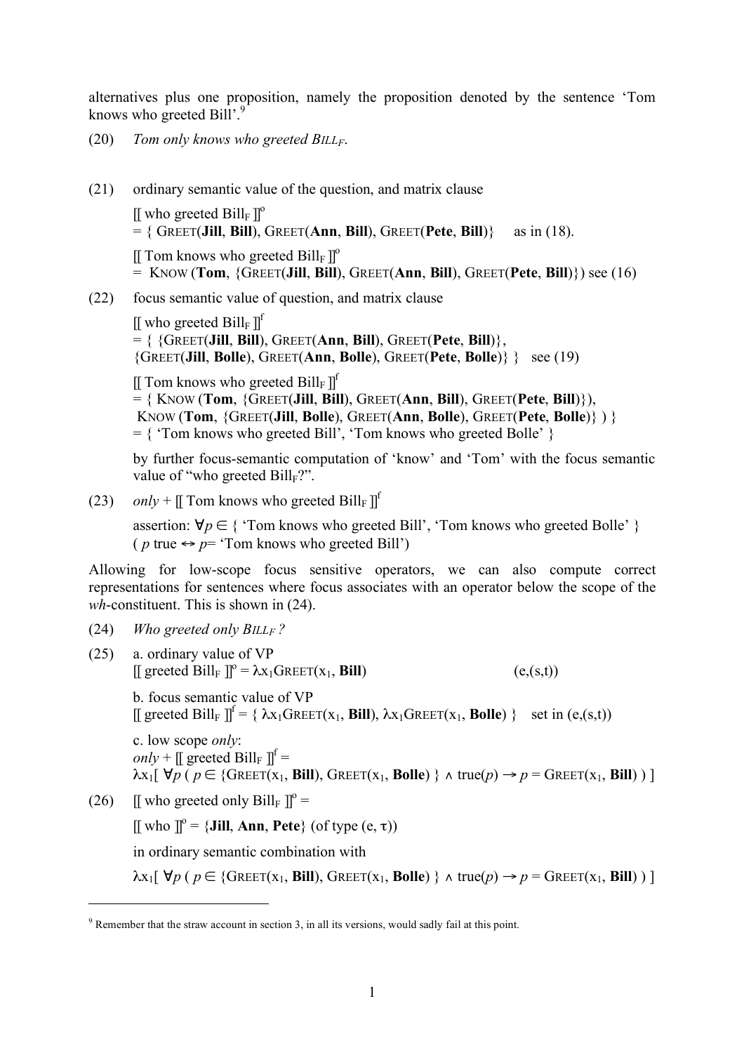alternatives plus one proposition, namely the proposition denoted by the sentence 'Tom knows who greeted Bill'.[9]

(20) *Tom only knows who greeted* $\textit{BILL}_F$.

(21) ordinary semantic value of the question, and matrix clause

$[\![$ who greeted $\text{Bill}_F ]\!]^o$
$= \{$ GREET(**Jill**, **Bill**), GREET(**Ann**, **Bill**), GREET(**Pete**, **Bill**)$\}$ as in (18).

$[\![$ Tom knows who greeted $\text{Bill}_F ]\!]^o$
$=$ KNOW (**Tom**, $\{$GREET(**Jill**, **Bill**), GREET(**Ann**, **Bill**), GREET(**Pete**, **Bill**)$\}$) see (16)

(22) focus semantic value of question, and matrix clause

$[\![$ who greeted $\text{Bill}_F ]\!]^f$
$= \{ \{$GREET(**Jill**, **Bill**), GREET(**Ann**, **Bill**), GREET(**Pete**, **Bill**)$\}$,
$\{$GREET(**Jill**, **Bolle**), GREET(**Ann**, **Bolle**), GREET(**Pete**, **Bolle**)$\} \}$ see (19)

$[\![$ Tom knows who greeted $\text{Bill}_F ]\!]^f$
$= \{$ KNOW (**Tom**, $\{$GREET(**Jill**, **Bill**), GREET(**Ann**, **Bill**), GREET(**Pete**, **Bill**)$\}$),
KNOW (**Tom**, $\{$GREET(**Jill**, **Bolle**), GREET(**Ann**, **Bolle**), GREET(**Pete**, **Bolle**)$\}$ ) $\}$
$= \{$ 'Tom knows who greeted Bill', 'Tom knows who greeted Bolle' $\}$

by further focus-semantic computation of 'know' and 'Tom' with the focus semantic value of "who greeted $\text{Bill}_F$?".

(23) *only* + $[\![$ Tom knows who greeted $\text{Bill}_F ]\!]^f$

assertion: $\forall p \in \{$ 'Tom knows who greeted Bill', 'Tom knows who greeted Bolle' $\}$
( $p$ true $\leftrightarrow$ $p$= 'Tom knows who greeted Bill')

Allowing for low-scope focus sensitive operators, we can also compute correct representations for sentences where focus associates with an operator below the scope of the *wh*-constituent. This is shown in (24).

(24) *Who greeted only* $\textit{BILL}_F$*?*

(25) a. ordinary value of VP
$[\![$ greeted $\text{Bill}_F ]\!]^o = \lambda x_1 \text{GREET}(x_1, \textbf{Bill})$ (e,(s,t))

b. focus semantic value of VP
$[\![$ greeted $\text{Bill}_F ]\!]^f = \{ \lambda x_1 \text{GREET}(x_1, \textbf{Bill}), \lambda x_1 \text{GREET}(x_1, \textbf{Bolle}) \}$ set in (e,(s,t))

c. low scope *only*:
*only* + $[\![$ greeted $\text{Bill}_F ]\!]^f =$
$\lambda x_1 [\ \forall p\ (\ p \in \{\text{GREET}(x_1, \textbf{Bill}), \text{GREET}(x_1, \textbf{Bolle})\ \} \wedge \text{true}(p) \rightarrow p = \text{GREET}(x_1, \textbf{Bill})\ )\ ]$

(26) $[\![$ who greeted only $\text{Bill}_F ]\!]^o =$

$[\![$ who $]\!]^o = \{\textbf{Jill}, \textbf{Ann}, \textbf{Pete}\}$ (of type (e, τ))

in ordinary semantic combination with

$\lambda x_1 [\ \forall p\ (\ p \in \{\text{GREET}(x_1, \textbf{Bill}), \text{GREET}(x_1, \textbf{Bolle})\ \} \wedge \text{true}(p) \rightarrow p = \text{GREET}(x_1, \textbf{Bill})\ )\ ]$

[9] Remember that the straw account in section 3, in all its versions, would sadly fail at this point.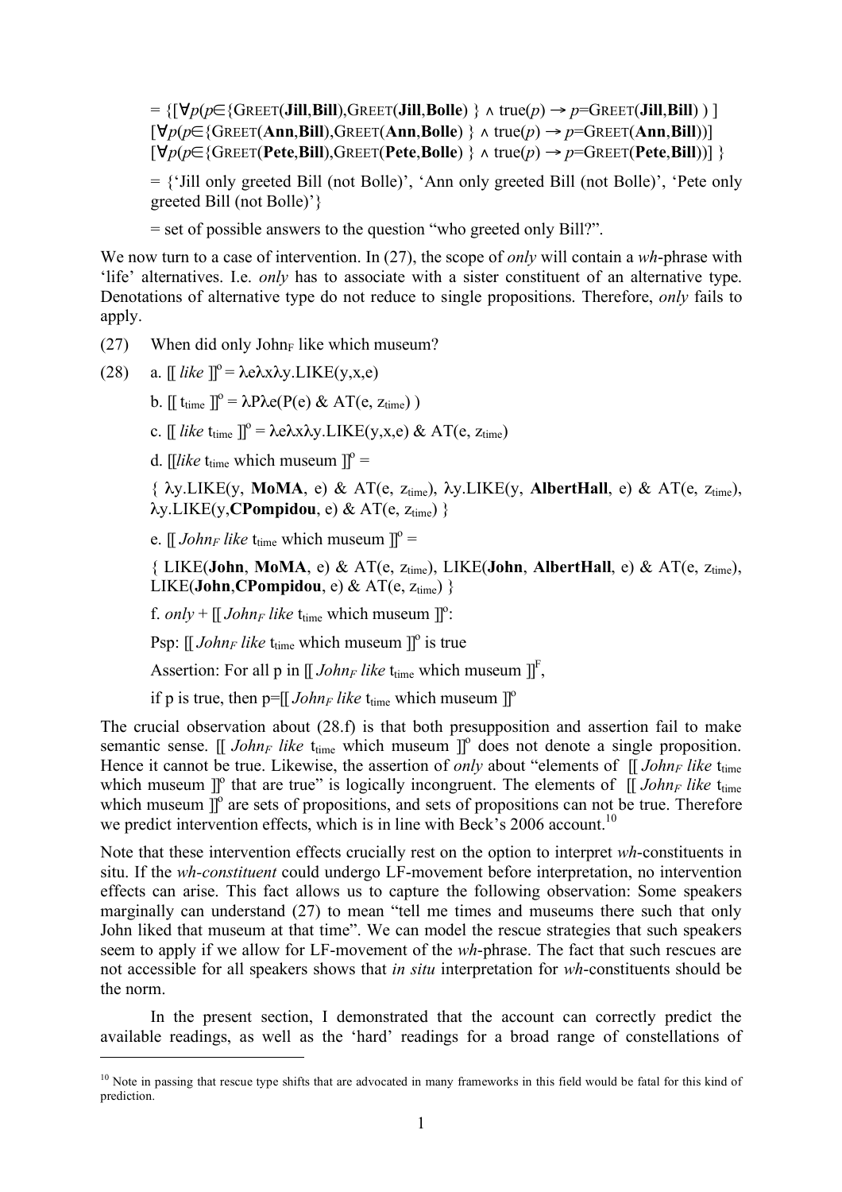$= \{[\forall p(p \in \{\text{GREET}(\textbf{Jill},\textbf{Bill}),\text{GREET}(\textbf{Jill},\textbf{Bolle})\} \wedge \text{true}(p) \rightarrow p=\text{GREET}(\textbf{Jill},\textbf{Bill}))]$
$[\forall p(p \in \{\text{GREET}(\textbf{Ann},\textbf{Bill}),\text{GREET}(\textbf{Ann},\textbf{Bolle})\} \wedge \text{true}(p) \rightarrow p=\text{GREET}(\textbf{Ann},\textbf{Bill}))]$
$[\forall p(p \in \{\text{GREET}(\textbf{Pete},\textbf{Bill}),\text{GREET}(\textbf{Pete},\textbf{Bolle})\} \wedge \text{true}(p) \rightarrow p=\text{GREET}(\textbf{Pete},\textbf{Bill}))]\}$

= {'Jill only greeted Bill (not Bolle)', 'Ann only greeted Bill (not Bolle)', 'Pete only greeted Bill (not Bolle)'}

= set of possible answers to the question "who greeted only Bill?".

We now turn to a case of intervention. In (27), the scope of *only* will contain a *wh*-phrase with 'life' alternatives. I.e. *only* has to associate with a sister constituent of an alternative type. Denotations of alternative type do not reduce to single propositions. Therefore, *only* fails to apply.

(27) When did only John$_F$ like which museum?

(28) a. $[[\textit{like}]]^o = \lambda e\lambda x\lambda y.\text{LIKE}(y,x,e)$

b. $[[\text{t}_{\text{time}}]]^o = \lambda P\lambda e(P(e)\ \&\ \text{AT}(e, z_{\text{time}}))$

c. $[[\textit{like}\ \text{t}_{\text{time}}]]^o = \lambda e\lambda x\lambda y.\text{LIKE}(y,x,e)\ \&\ \text{AT}(e, z_{\text{time}})$

d. $[[\textit{like}\ \text{t}_{\text{time}}$ which museum$]]^o$ =

$\{\lambda y.\text{LIKE}(y, \textbf{MoMA}, e)\ \&\ \text{AT}(e, z_{\text{time}}), \lambda y.\text{LIKE}(y, \textbf{AlbertHall}, e)\ \&\ \text{AT}(e, z_{\text{time}}), \lambda y.\text{LIKE}(y,\textbf{CPompidou}, e)\ \&\ \text{AT}(e, z_{\text{time}})\}$

e. $[[\textit{John}_F\ \textit{like}\ \text{t}_{\text{time}}$ which museum$]]^o$ =

$\{\text{LIKE}(\textbf{John}, \textbf{MoMA}, e)\ \&\ \text{AT}(e, z_{\text{time}}), \text{LIKE}(\textbf{John}, \textbf{AlbertHall}, e)\ \&\ \text{AT}(e, z_{\text{time}}), \text{LIKE}(\textbf{John},\textbf{CPompidou}, e)\ \&\ \text{AT}(e, z_{\text{time}})\}$

f. *only* + $[[\textit{John}_F\ \textit{like}\ \text{t}_{\text{time}}$ which museum$]]^o$:

Psp: $[[\textit{John}_F\ \textit{like}\ \text{t}_{\text{time}}$ which museum$]]^o$ is true

Assertion: For all p in $[[\textit{John}_F\ \textit{like}\ \text{t}_{\text{time}}$ which museum$]]^F$,

if p is true, then p=$[[\textit{John}_F\ \textit{like}\ \text{t}_{\text{time}}$ which museum$]]^o$

The crucial observation about (28.f) is that both presupposition and assertion fail to make semantic sense. $[[\textit{John}_F\ \textit{like}\ \text{t}_{\text{time}}$ which museum$]]^o$ does not denote a single proposition. Hence it cannot be true. Likewise, the assertion of *only* about "elements of $[[\textit{John}_F\ \textit{like}\ \text{t}_{\text{time}}$ which museum$]]^o$ that are true" is logically incongruent. The elements of $[[\textit{John}_F\ \textit{like}\ \text{t}_{\text{time}}$ which museum$]]^o$ are sets of propositions, and sets of propositions can not be true. Therefore we predict intervention effects, which is in line with Beck's 2006 account.[10]

Note that these intervention effects crucially rest on the option to interpret *wh*-constituents in situ. If the *wh-constituent* could undergo LF-movement before interpretation, no intervention effects can arise. This fact allows us to capture the following observation: Some speakers marginally can understand (27) to mean "tell me times and museums there such that only John liked that museum at that time". We can model the rescue strategies that such speakers seem to apply if we allow for LF-movement of the *wh*-phrase. The fact that such rescues are not accessible for all speakers shows that *in situ* interpretation for *wh*-constituents should be the norm.

In the present section, I demonstrated that the account can correctly predict the available readings, as well as the 'hard' readings for a broad range of constellations of

---

[10] Note in passing that rescue type shifts that are advocated in many frameworks in this field would be fatal for this kind of prediction.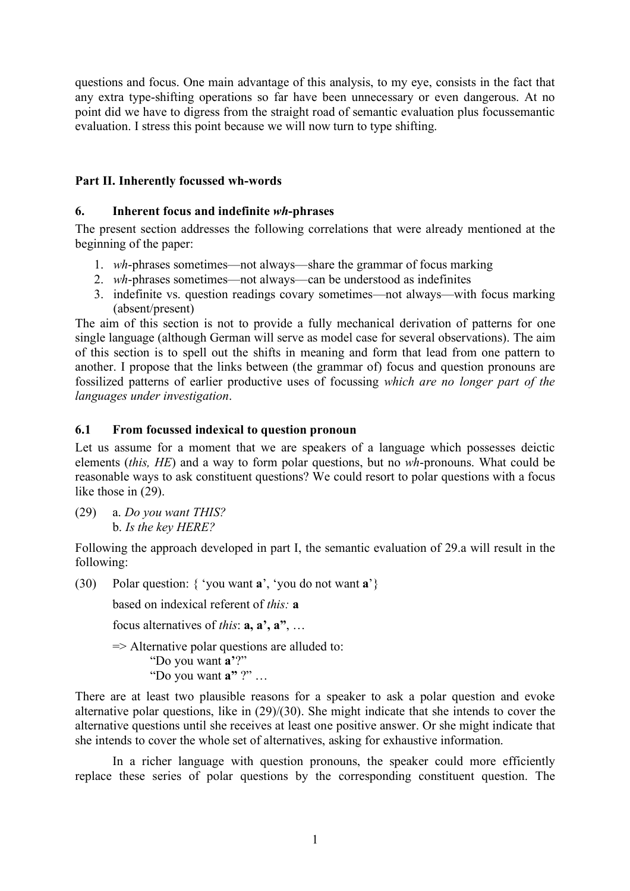questions and focus. One main advantage of this analysis, to my eye, consists in the fact that any extra type-shifting operations so far have been unnecessary or even dangerous. At no point did we have to digress from the straight road of semantic evaluation plus focussemantic evaluation. I stress this point because we will now turn to type shifting.

## Part II. Inherently focussed wh-words

### 6. Inherent focus and indefinite *wh*-phrases

The present section addresses the following correlations that were already mentioned at the beginning of the paper:

1. *wh*-phrases sometimes—not always—share the grammar of focus marking
2. *wh*-phrases sometimes—not always—can be understood as indefinites
3. indefinite vs. question readings covary sometimes—not always—with focus marking (absent/present)

The aim of this section is not to provide a fully mechanical derivation of patterns for one single language (although German will serve as model case for several observations). The aim of this section is to spell out the shifts in meaning and form that lead from one pattern to another. I propose that the links between (the grammar of) focus and question pronouns are fossilized patterns of earlier productive uses of focussing *which are no longer part of the languages under investigation*.

### 6.1 From focussed indexical to question pronoun

Let us assume for a moment that we are speakers of a language which possesses deictic elements (*this, HE*) and a way to form polar questions, but no *wh*-pronouns. What could be reasonable ways to ask constituent questions? We could resort to polar questions with a focus like those in (29).

(29) a. *Do you want THIS?*
b. *Is the key HERE?*

Following the approach developed in part I, the semantic evaluation of 29.a will result in the following:

(30) Polar question: { 'you want **a**', 'you do not want **a**'}

based on indexical referent of *this:* **a**

focus alternatives of *this*: **a, a', a"**, …

=> Alternative polar questions are alluded to:
"Do you want **a'**?"
"Do you want **a"** ?" …

There are at least two plausible reasons for a speaker to ask a polar question and evoke alternative polar questions, like in (29)/(30). She might indicate that she intends to cover the alternative questions until she receives at least one positive answer. Or she might indicate that she intends to cover the whole set of alternatives, asking for exhaustive information.

In a richer language with question pronouns, the speaker could more efficiently replace these series of polar questions by the corresponding constituent question. The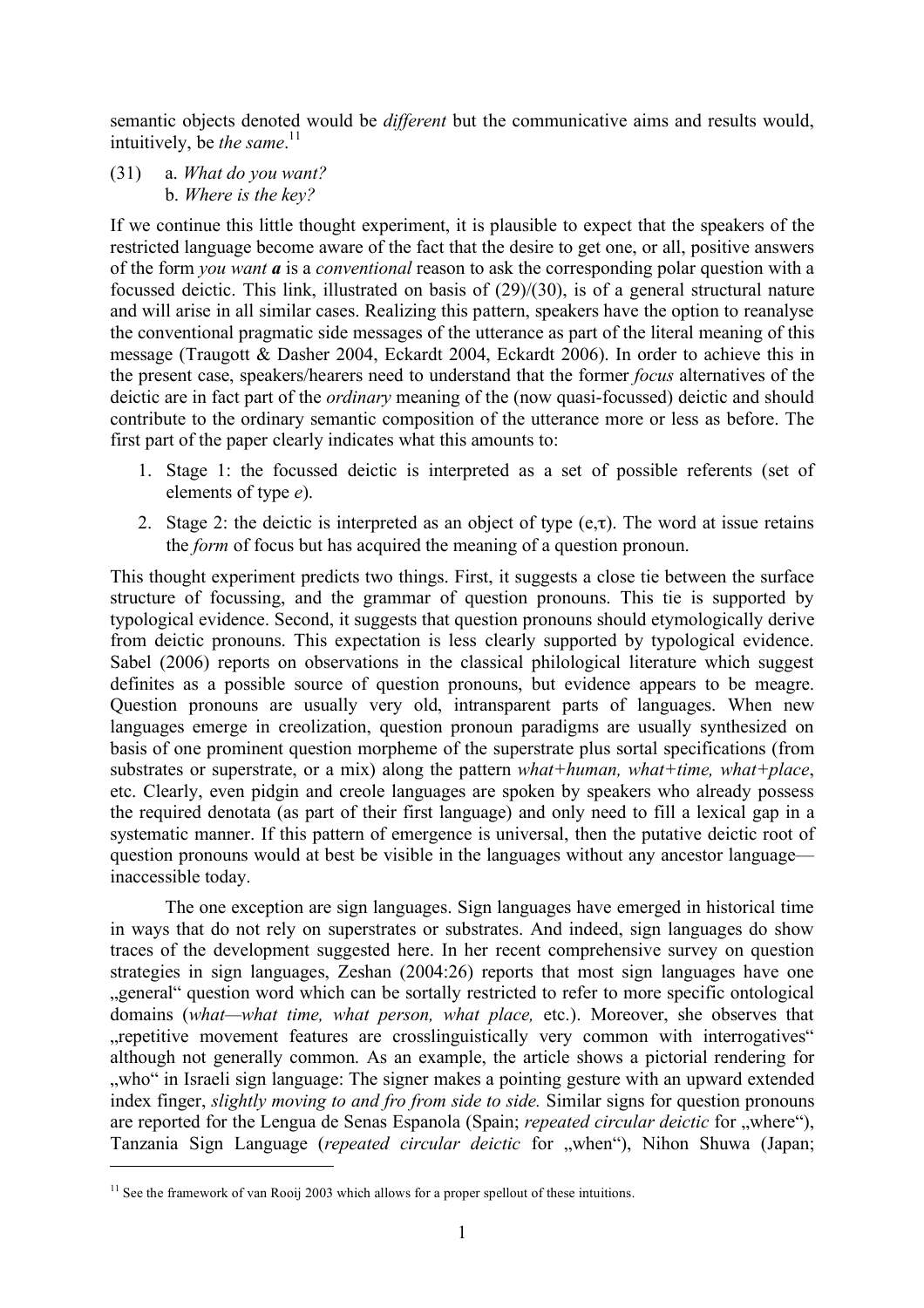semantic objects denoted would be *different* but the communicative aims and results would, intuitively, be *the same*.[11]

(31) a. *What do you want?*
b. *Where is the key?*

If we continue this little thought experiment, it is plausible to expect that the speakers of the restricted language become aware of the fact that the desire to get one, or all, positive answers of the form *you want **a*** is a *conventional* reason to ask the corresponding polar question with a focussed deictic. This link, illustrated on basis of (29)/(30), is of a general structural nature and will arise in all similar cases. Realizing this pattern, speakers have the option to reanalyse the conventional pragmatic side messages of the utterance as part of the literal meaning of this message (Traugott & Dasher 2004, Eckardt 2004, Eckardt 2006). In order to achieve this in the present case, speakers/hearers need to understand that the former *focus* alternatives of the deictic are in fact part of the *ordinary* meaning of the (now quasi-focussed) deictic and should contribute to the ordinary semantic composition of the utterance more or less as before. The first part of the paper clearly indicates what this amounts to:

1. Stage 1: the focussed deictic is interpreted as a set of possible referents (set of elements of type *e*).
2. Stage 2: the deictic is interpreted as an object of type (e,τ). The word at issue retains the *form* of focus but has acquired the meaning of a question pronoun.

This thought experiment predicts two things. First, it suggests a close tie between the surface structure of focussing, and the grammar of question pronouns. This tie is supported by typological evidence. Second, it suggests that question pronouns should etymologically derive from deictic pronouns. This expectation is less clearly supported by typological evidence. Sabel (2006) reports on observations in the classical philological literature which suggest definites as a possible source of question pronouns, but evidence appears to be meagre. Question pronouns are usually very old, intransparent parts of languages. When new languages emerge in creolization, question pronoun paradigms are usually synthesized on basis of one prominent question morpheme of the superstrate plus sortal specifications (from substrates or superstrate, or a mix) along the pattern *what+human, what+time, what+place*, etc. Clearly, even pidgin and creole languages are spoken by speakers who already possess the required denotata (as part of their first language) and only need to fill a lexical gap in a systematic manner. If this pattern of emergence is universal, then the putative deictic root of question pronouns would at best be visible in the languages without any ancestor language—inaccessible today.

The one exception are sign languages. Sign languages have emerged in historical time in ways that do not rely on superstrates or substrates. And indeed, sign languages do show traces of the development suggested here. In her recent comprehensive survey on question strategies in sign languages, Zeshan (2004:26) reports that most sign languages have one „general" question word which can be sortally restricted to refer to more specific ontological domains (*what—what time, what person, what place,* etc.). Moreover, she observes that „repetitive movement features are crosslinguistically very common with interrogatives" although not generally common. As an example, the article shows a pictorial rendering for „who" in Israeli sign language: The signer makes a pointing gesture with an upward extended index finger, *slightly moving to and fro from side to side.* Similar signs for question pronouns are reported for the Lengua de Senas Espanola (Spain; *repeated circular deictic* for „where"), Tanzania Sign Language (*repeated circular deictic* for „when"), Nihon Shuwa (Japan;

[11] See the framework of van Rooij 2003 which allows for a proper spellout of these intuitions.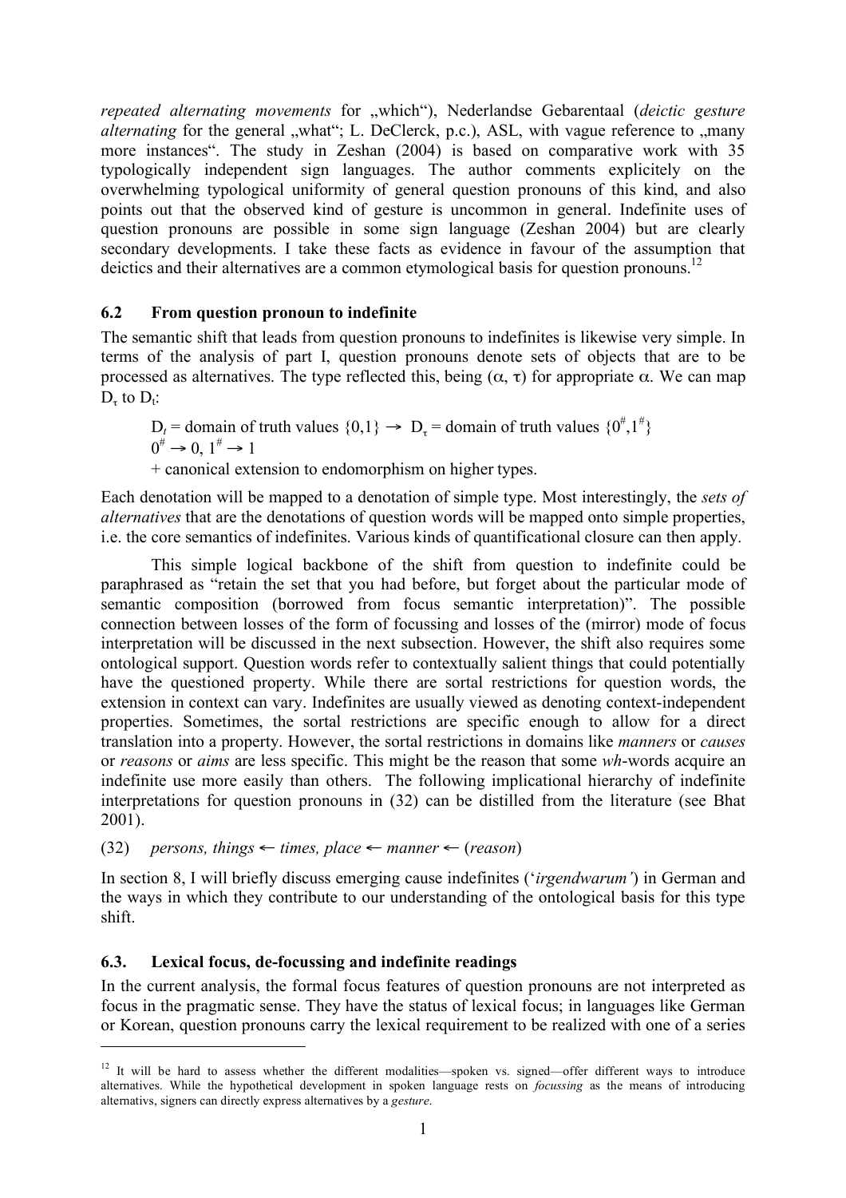*repeated alternating movements* for „which"), Nederlandse Gebarentaal (*deictic gesture alternating* for the general „what"; L. DeClerck, p.c.), ASL, with vague reference to „many more instances". The study in Zeshan (2004) is based on comparative work with 35 typologically independent sign languages. The author comments explicitely on the overwhelming typological uniformity of general question pronouns of this kind, and also points out that the observed kind of gesture is uncommon in general. Indefinite uses of question pronouns are possible in some sign language (Zeshan 2004) but are clearly secondary developments. I take these facts as evidence in favour of the assumption that deictics and their alternatives are a common etymological basis for question pronouns.[12]

### 6.2 From question pronoun to indefinite

The semantic shift that leads from question pronouns to indefinites is likewise very simple. In terms of the analysis of part I, question pronouns denote sets of objects that are to be processed as alternatives. The type reflected this, being $(\alpha, \tau)$ for appropriate $\alpha$. We can map $D_\tau$ to $D_t$:

$D_t$ = domain of truth values $\{0,1\} \rightarrow D_\tau$ = domain of truth values $\{0^\#,1^\#\}$
$0^\# \rightarrow 0$, $1^\# \rightarrow 1$
+ canonical extension to endomorphism on higher types.

Each denotation will be mapped to a denotation of simple type. Most interestingly, the *sets of alternatives* that are the denotations of question words will be mapped onto simple properties, i.e. the core semantics of indefinites. Various kinds of quantificational closure can then apply.

This simple logical backbone of the shift from question to indefinite could be paraphrased as "retain the set that you had before, but forget about the particular mode of semantic composition (borrowed from focus semantic interpretation)". The possible connection between losses of the form of focussing and losses of the (mirror) mode of focus interpretation will be discussed in the next subsection. However, the shift also requires some ontological support. Question words refer to contextually salient things that could potentially have the questioned property. While there are sortal restrictions for question words, the extension in context can vary. Indefinites are usually viewed as denoting context-independent properties. Sometimes, the sortal restrictions are specific enough to allow for a direct translation into a property. However, the sortal restrictions in domains like *manners* or *causes* or *reasons* or *aims* are less specific. This might be the reason that some *wh*-words acquire an indefinite use more easily than others. The following implicational hierarchy of indefinite interpretations for question pronouns in (32) can be distilled from the literature (see Bhat 2001).

(32) *persons, things* ← *times, place* ← *manner* ← (*reason*)

In section 8, I will briefly discuss emerging cause indefinites ('*irgendwarum*') in German and the ways in which they contribute to our understanding of the ontological basis for this type shift.

### 6.3. Lexical focus, de-focussing and indefinite readings

In the current analysis, the formal focus features of question pronouns are not interpreted as focus in the pragmatic sense. They have the status of lexical focus; in languages like German or Korean, question pronouns carry the lexical requirement to be realized with one of a series

[12] It will be hard to assess whether the different modalities—spoken vs. signed—offer different ways to introduce alternatives. While the hypothetical development in spoken language rests on *focussing* as the means of introducing alternativs, signers can directly express alternatives by a *gesture*.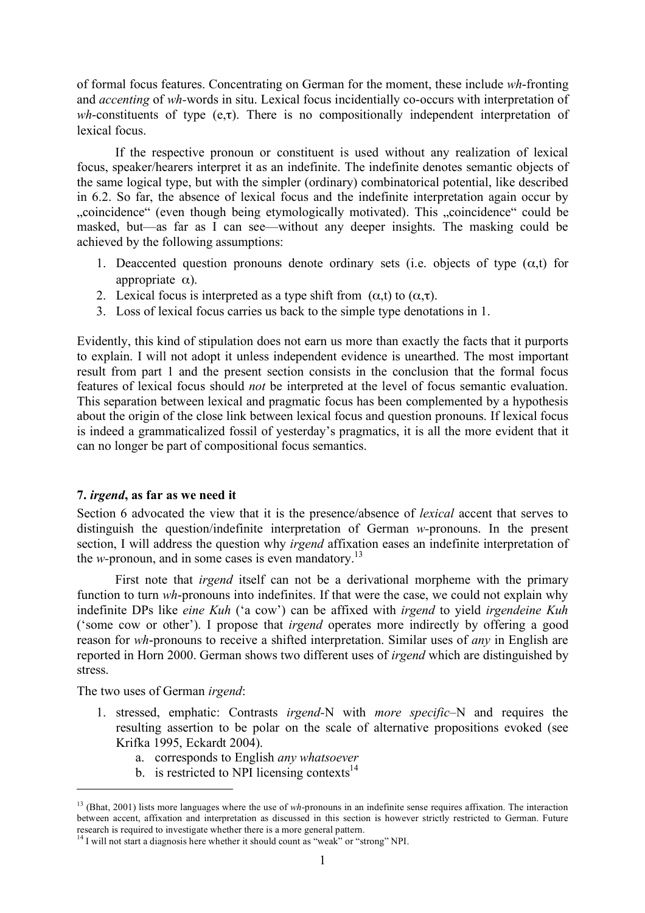of formal focus features. Concentrating on German for the moment, these include *wh*-fronting and *accenting* of *wh*-words in situ. Lexical focus incidentially co-occurs with interpretation of *wh*-constituents of type $(e,\tau)$. There is no compositionally independent interpretation of lexical focus.

If the respective pronoun or constituent is used without any realization of lexical focus, speaker/hearers interpret it as an indefinite. The indefinite denotes semantic objects of the same logical type, but with the simpler (ordinary) combinatorical potential, like described in 6.2. So far, the absence of lexical focus and the indefinite interpretation again occur by „coincidence" (even though being etymologically motivated). This „coincidence" could be masked, but—as far as I can see—without any deeper insights. The masking could be achieved by the following assumptions:

1. Deaccented question pronouns denote ordinary sets (i.e. objects of type $(\alpha,t)$ for appropriate $\alpha$).
2. Lexical focus is interpreted as a type shift from $(\alpha,t)$ to $(\alpha,\tau)$.
3. Loss of lexical focus carries us back to the simple type denotations in 1.

Evidently, this kind of stipulation does not earn us more than exactly the facts that it purports to explain. I will not adopt it unless independent evidence is unearthed. The most important result from part 1 and the present section consists in the conclusion that the formal focus features of lexical focus should *not* be interpreted at the level of focus semantic evaluation. This separation between lexical and pragmatic focus has been complemented by a hypothesis about the origin of the close link between lexical focus and question pronouns. If lexical focus is indeed a grammaticalized fossil of yesterday's pragmatics, it is all the more evident that it can no longer be part of compositional focus semantics.

## 7. *irgend*, as far as we need it

Section 6 advocated the view that it is the presence/absence of *lexical* accent that serves to distinguish the question/indefinite interpretation of German *w*-pronouns. In the present section, I will address the question why *irgend* affixation eases an indefinite interpretation of the *w*-pronoun, and in some cases is even mandatory.[13]

First note that *irgend* itself can not be a derivational morpheme with the primary function to turn *wh*-pronouns into indefinites. If that were the case, we could not explain why indefinite DPs like *eine Kuh* ('a cow') can be affixed with *irgend* to yield *irgendeine Kuh* ('some cow or other'). I propose that *irgend* operates more indirectly by offering a good reason for *wh*-pronouns to receive a shifted interpretation. Similar uses of *any* in English are reported in Horn 2000. German shows two different uses of *irgend* which are distinguished by stress.

The two uses of German *irgend*:

1. stressed, emphatic: Contrasts *irgend*-N with *more specific*–N and requires the resulting assertion to be polar on the scale of alternative propositions evoked (see Krifka 1995, Eckardt 2004).
    a. corresponds to English *any whatsoever*
    b. is restricted to NPI licensing contexts[14]

---

[13] (Bhat, 2001) lists more languages where the use of *wh*-pronouns in an indefinite sense requires affixation. The interaction between accent, affixation and interpretation as discussed in this section is however strictly restricted to German. Future research is required to investigate whether there is a more general pattern.

[14] I will not start a diagnosis here whether it should count as "weak" or "strong" NPI.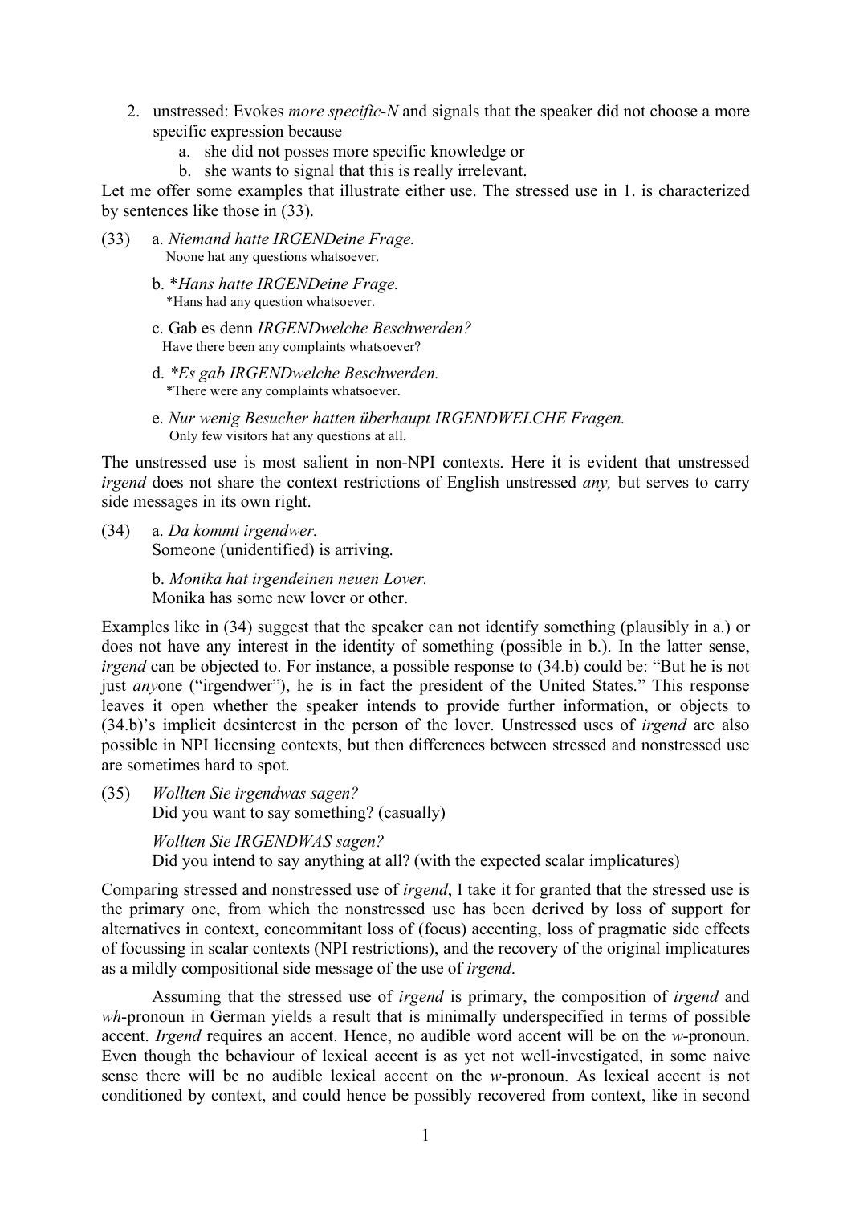2. unstressed: Evokes *more specific-N* and signals that the speaker did not choose a more specific expression because
    a. she did not posses more specific knowledge or
    b. she wants to signal that this is really irrelevant.

Let me offer some examples that illustrate either use. The stressed use in 1. is characterized by sentences like those in (33).

(33) a. *Niemand hatte IRGENDeine Frage.*
Noone hat any questions whatsoever.

b. **Hans hatte IRGENDeine Frage.*
*Hans had any question whatsoever.

c. Gab es denn *IRGENDwelche Beschwerden?*
Have there been any complaints whatsoever?

d. **Es gab IRGENDwelche Beschwerden.*
*There were any complaints whatsoever.

e. *Nur wenig Besucher hatten überhaupt IRGENDWELCHE Fragen.*
Only few visitors hat any questions at all.

The unstressed use is most salient in non-NPI contexts. Here it is evident that unstressed *irgend* does not share the context restrictions of English unstressed *any,* but serves to carry side messages in its own right.

(34) a. *Da kommt irgendwer.*
Someone (unidentified) is arriving.

b. *Monika hat irgendeinen neuen Lover.*
Monika has some new lover or other.

Examples like in (34) suggest that the speaker can not identify something (plausibly in a.) or does not have any interest in the identity of something (possible in b.). In the latter sense, *irgend* can be objected to. For instance, a possible response to (34.b) could be: "But he is not just *any*one ("irgendwer"), he is in fact the president of the United States." This response leaves it open whether the speaker intends to provide further information, or objects to (34.b)'s implicit desinterest in the person of the lover. Unstressed uses of *irgend* are also possible in NPI licensing contexts, but then differences between stressed and nonstressed use are sometimes hard to spot.

(35) *Wollten Sie irgendwas sagen?*
Did you want to say something? (casually)

*Wollten Sie IRGENDWAS sagen?*
Did you intend to say anything at all? (with the expected scalar implicatures)

Comparing stressed and nonstressed use of *irgend*, I take it for granted that the stressed use is the primary one, from which the nonstressed use has been derived by loss of support for alternatives in context, concommitant loss of (focus) accenting, loss of pragmatic side effects of focussing in scalar contexts (NPI restrictions), and the recovery of the original implicatures as a mildly compositional side message of the use of *irgend*.

Assuming that the stressed use of *irgend* is primary, the composition of *irgend* and *wh*-pronoun in German yields a result that is minimally underspecified in terms of possible accent. *Irgend* requires an accent. Hence, no audible word accent will be on the *w*-pronoun. Even though the behaviour of lexical accent is as yet not well-investigated, in some naive sense there will be no audible lexical accent on the *w*-pronoun. As lexical accent is not conditioned by context, and could hence be possibly recovered from context, like in second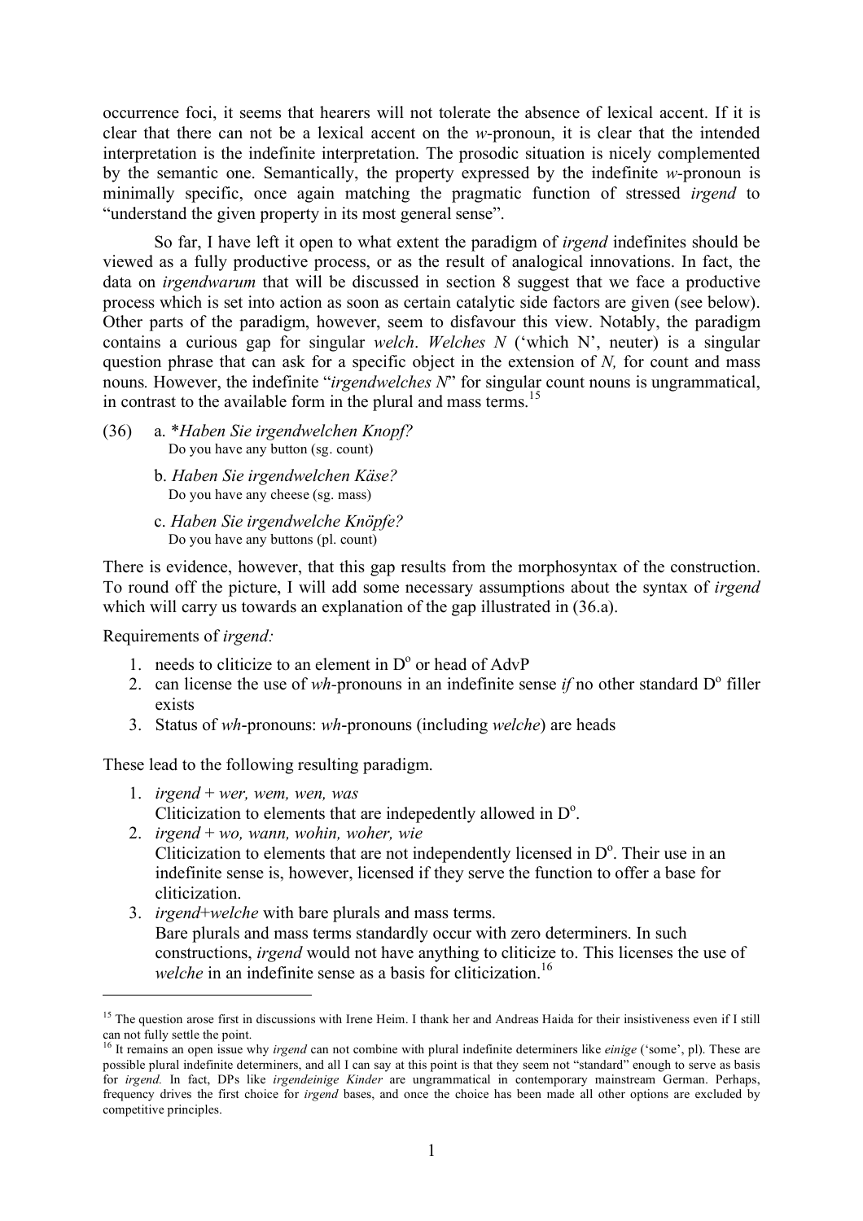occurrence foci, it seems that hearers will not tolerate the absence of lexical accent. If it is clear that there can not be a lexical accent on the *w*-pronoun, it is clear that the intended interpretation is the indefinite interpretation. The prosodic situation is nicely complemented by the semantic one. Semantically, the property expressed by the indefinite *w*-pronoun is minimally specific, once again matching the pragmatic function of stressed *irgend* to "understand the given property in its most general sense".

So far, I have left it open to what extent the paradigm of *irgend* indefinites should be viewed as a fully productive process, or as the result of analogical innovations. In fact, the data on *irgendwarum* that will be discussed in section 8 suggest that we face a productive process which is set into action as soon as certain catalytic side factors are given (see below). Other parts of the paradigm, however, seem to disfavour this view. Notably, the paradigm contains a curious gap for singular *welch*. *Welches N* ('which N', neuter) is a singular question phrase that can ask for a specific object in the extension of *N,* for count and mass nouns. However, the indefinite "*irgendwelches N*" for singular count nouns is ungrammatical, in contrast to the available form in the plural and mass terms.[15]

(36) a. **Haben Sie irgendwelchen Knopf?*
Do you have any button (sg. count)

b. *Haben Sie irgendwelchen Käse?*
Do you have any cheese (sg. mass)

c. *Haben Sie irgendwelche Knöpfe?*
Do you have any buttons (pl. count)

There is evidence, however, that this gap results from the morphosyntax of the construction. To round off the picture, I will add some necessary assumptions about the syntax of *irgend* which will carry us towards an explanation of the gap illustrated in (36.a).

Requirements of *irgend:*

1. needs to cliticize to an element in D° or head of AdvP
2. can license the use of *wh*-pronouns in an indefinite sense *if* no other standard D° filler exists
3. Status of *wh*-pronouns: *wh*-pronouns (including *welche*) are heads

These lead to the following resulting paradigm.

1. *irgend* + *wer, wem, wen, was*
   Cliticization to elements that are indepedently allowed in D°.
2. *irgend* + *wo, wann, wohin, woher, wie*
   Cliticization to elements that are not independently licensed in D°. Their use in an indefinite sense is, however, licensed if they serve the function to offer a base for cliticization.
3. *irgend*+*welche* with bare plurals and mass terms.
   Bare plurals and mass terms standardly occur with zero determiners. In such constructions, *irgend* would not have anything to cliticize to. This licenses the use of *welche* in an indefinite sense as a basis for cliticization.[16]

---

[15] The question arose first in discussions with Irene Heim. I thank her and Andreas Haida for their insistiveness even if I still can not fully settle the point.

[16] It remains an open issue why *irgend* can not combine with plural indefinite determiners like *einige* ('some', pl). These are possible plural indefinite determiners, and all I can say at this point is that they seem not "standard" enough to serve as basis for *irgend.* In fact, DPs like *irgendeinige Kinder* are ungrammatical in contemporary mainstream German. Perhaps, frequency drives the first choice for *irgend* bases, and once the choice has been made all other options are excluded by competitive principles.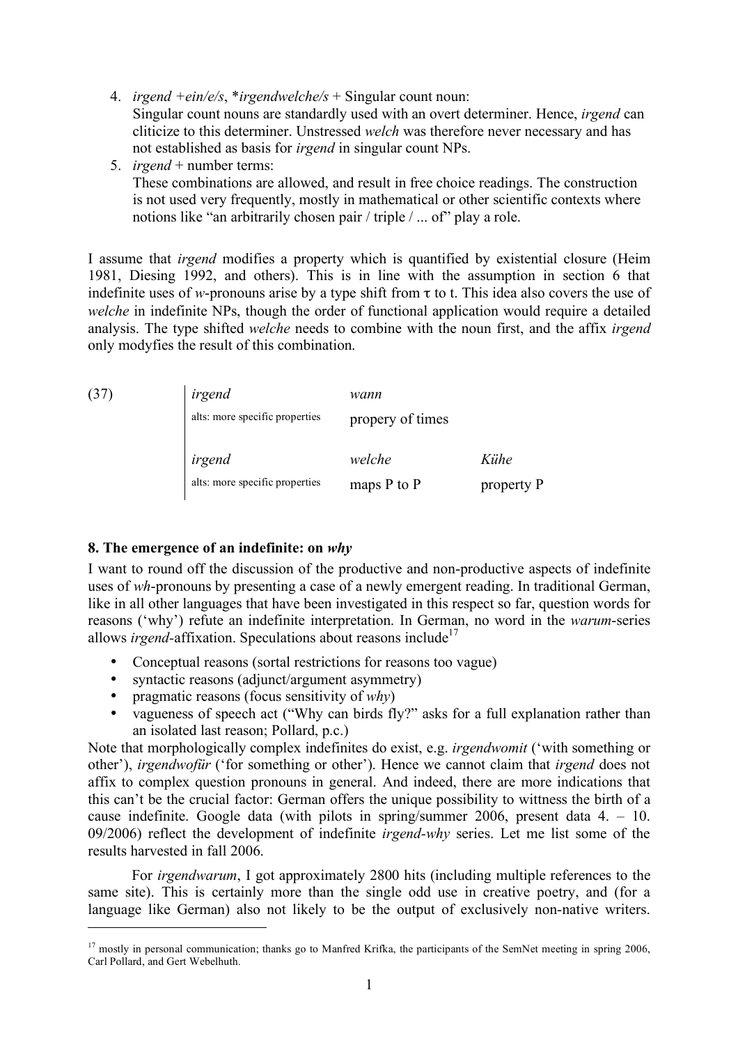4. *irgend +ein/e/s*, \**irgendwelche/s* + Singular count noun:
   Singular count nouns are standardly used with an overt determiner. Hence, *irgend* can cliticize to this determiner. Unstressed *welch* was therefore never necessary and has not established as basis for *irgend* in singular count NPs.
5. *irgend* + number terms:
   These combinations are allowed, and result in free choice readings. The construction is not used very frequently, mostly in mathematical or other scientific contexts where notions like "an arbitrarily chosen pair / triple / ... of" play a role.

I assume that *irgend* modifies a property which is quantified by existential closure (Heim 1981, Diesing 1992, and others). This is in line with the assumption in section 6 that indefinite uses of *w*-pronouns arise by a type shift from τ to t. This idea also covers the use of *welche* in indefinite NPs, though the order of functional application would require a detailed analysis. The type shifted *welche* needs to combine with the noun first, and the affix *irgend* only modyfies the result of this combination.

(37)

| *irgend* | *wann* | |
|---|---|---|
| alts: more specific properties | propery of times | |
| *irgend* | *welche* | *Kühe* |
| alts: more specific properties | maps P to P | property P |

## 8. The emergence of an indefinite: on *why*

I want to round off the discussion of the productive and non-productive aspects of indefinite uses of *wh*-pronouns by presenting a case of a newly emergent reading. In traditional German, like in all other languages that have been investigated in this respect so far, question words for reasons ('why') refute an indefinite interpretation. In German, no word in the *warum*-series allows *irgend*-affixation. Speculations about reasons include[17]

- Conceptual reasons (sortal restrictions for reasons too vague)
- syntactic reasons (adjunct/argument asymmetry)
- pragmatic reasons (focus sensitivity of *why*)
- vagueness of speech act ("Why can birds fly?" asks for a full explanation rather than an isolated last reason; Pollard, p.c.)

Note that morphologically complex indefinites do exist, e.g. *irgendwomit* ('with something or other'), *irgendwofür* ('for something or other'). Hence we cannot claim that *irgend* does not affix to complex question pronouns in general. And indeed, there are more indications that this can't be the crucial factor: German offers the unique possibility to wittness the birth of a cause indefinite. Google data (with pilots in spring/summer 2006, present data 4. – 10. 09/2006) reflect the development of indefinite *irgend-why* series. Let me list some of the results harvested in fall 2006.

For *irgendwarum*, I got approximately 2800 hits (including multiple references to the same site). This is certainly more than the single odd use in creative poetry, and (for a language like German) also not likely to be the output of exclusively non-native writers.

[17] mostly in personal communication; thanks go to Manfred Krifka, the participants of the SemNet meeting in spring 2006, Carl Pollard, and Gert Webelhuth.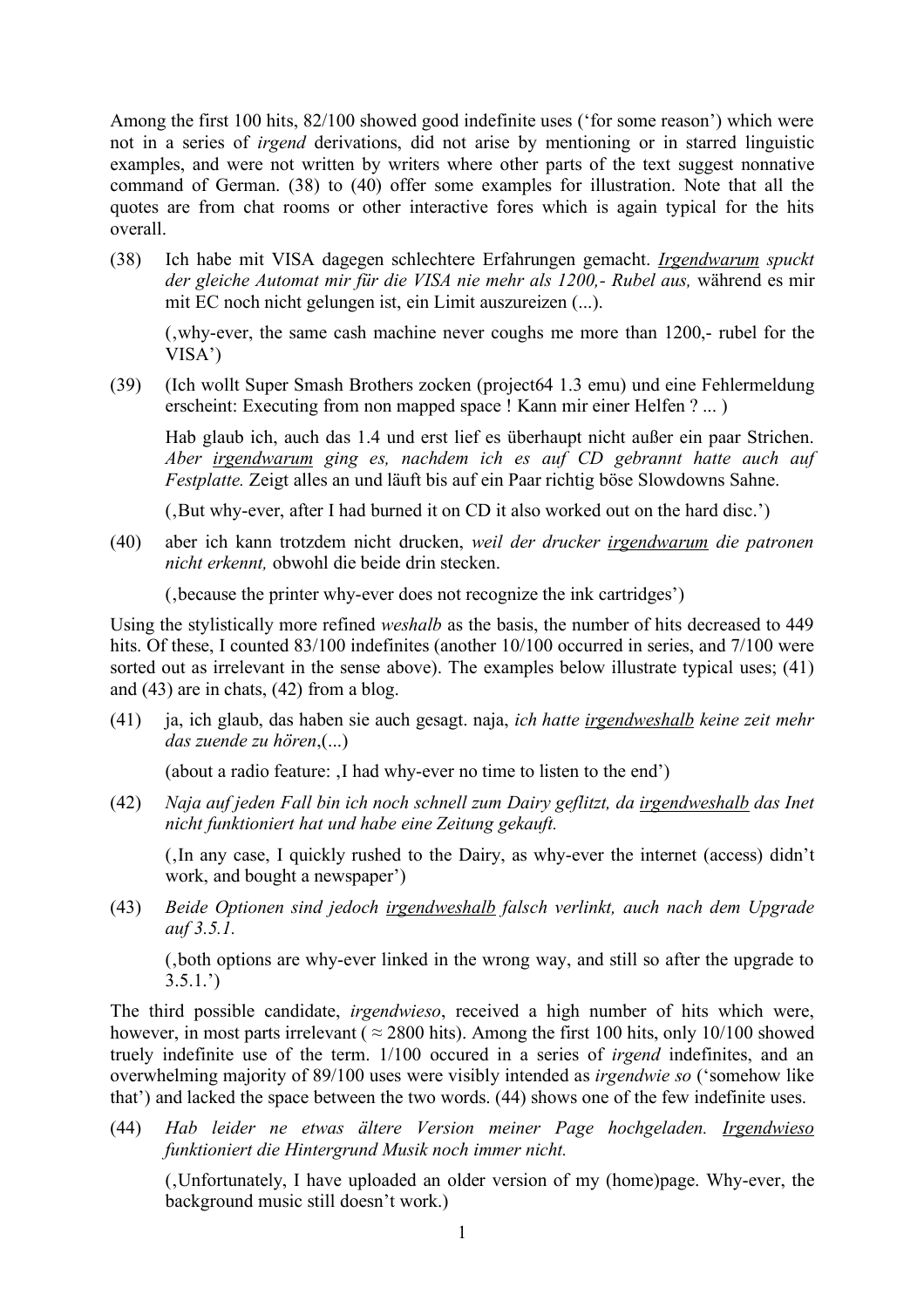Among the first 100 hits, 82/100 showed good indefinite uses ('for some reason') which were not in a series of *irgend* derivations, did not arise by mentioning or in starred linguistic examples, and were not written by writers where other parts of the text suggest nonnative command of German. (38) to (40) offer some examples for illustration. Note that all the quotes are from chat rooms or other interactive fores which is again typical for the hits overall.

(38) Ich habe mit VISA dagegen schlechtere Erfahrungen gemacht. ***Irgendwarum** spuckt der gleiche Automat mir für die VISA nie mehr als 1200,- Rubel aus,* während es mir mit EC noch nicht gelungen ist, ein Limit auszureizen (...).

(‚why-ever, the same cash machine never coughs me more than 1200,- rubel for the VISA')

(39) (Ich wollt Super Smash Brothers zocken (project64 1.3 emu) und eine Fehlermeldung erscheint: Executing from non mapped space ! Kann mir einer Helfen ? ... )

Hab glaub ich, auch das 1.4 und erst lief es überhaupt nicht außer ein paar Strichen. *Aber **irgendwarum** ging es, nachdem ich es auf CD gebrannt hatte auch auf Festplatte.* Zeigt alles an und läuft bis auf ein Paar richtig böse Slowdowns Sahne.

(‚But why-ever, after I had burned it on CD it also worked out on the hard disc.')

(40) aber ich kann trotzdem nicht drucken, *weil der drucker **irgendwarum** die patronen nicht erkennt,* obwohl die beide drin stecken.

(‚because the printer why-ever does not recognize the ink cartridges')

Using the stylistically more refined *weshalb* as the basis, the number of hits decreased to 449 hits. Of these, I counted 83/100 indefinites (another 10/100 occurred in series, and 7/100 were sorted out as irrelevant in the sense above). The examples below illustrate typical uses; (41) and (43) are in chats, (42) from a blog.

(41) ja, ich glaub, das haben sie auch gesagt. naja, *ich hatte **irgendweshalb** keine zeit mehr das zuende zu hören*,(...)

(about a radio feature: ‚I had why-ever no time to listen to the end')

(42) *Naja auf jeden Fall bin ich noch schnell zum Dairy geflitzt, da **irgendweshalb** das Inet nicht funktioniert hat und habe eine Zeitung gekauft.*

(‚In any case, I quickly rushed to the Dairy, as why-ever the internet (access) didn't work, and bought a newspaper')

(43) *Beide Optionen sind jedoch **irgendweshalb** falsch verlinkt, auch nach dem Upgrade auf 3.5.1.*

(‚both options are why-ever linked in the wrong way, and still so after the upgrade to 3.5.1.')

The third possible candidate, *irgendwieso*, received a high number of hits which were, however, in most parts irrelevant ( ≈ 2800 hits). Among the first 100 hits, only 10/100 showed truely indefinite use of the term. 1/100 occured in a series of *irgend* indefinites, and an overwhelming majority of 89/100 uses were visibly intended as *irgendwie so* ('somehow like that') and lacked the space between the two words. (44) shows one of the few indefinite uses.

(44) *Hab leider ne etwas ältere Version meiner Page hochgeladen. **Irgendwieso** funktioniert die Hintergrund Musik noch immer nicht.*

(‚Unfortunately, I have uploaded an older version of my (home)page. Why-ever, the background music still doesn't work.)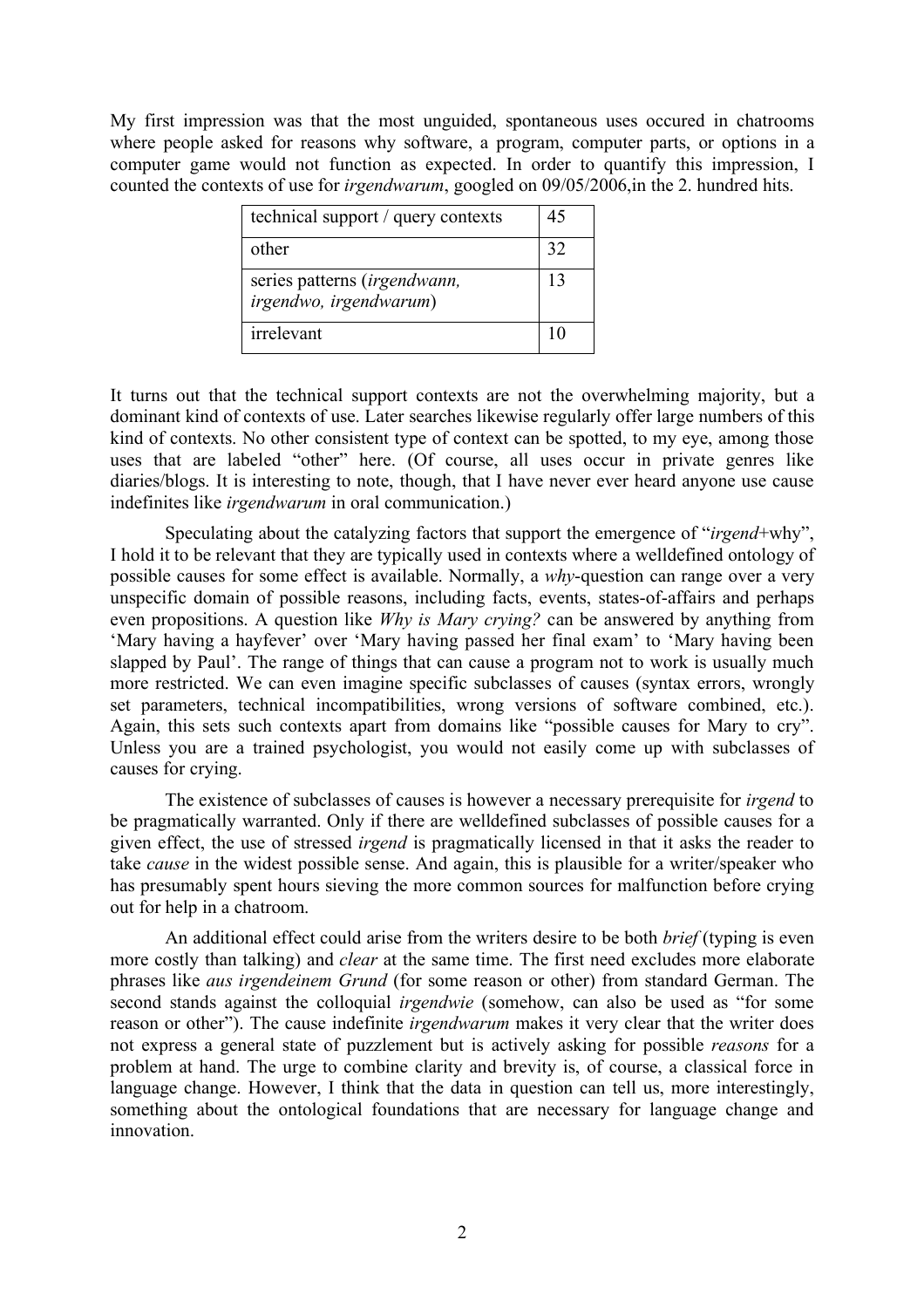My first impression was that the most unguided, spontaneous uses occured in chatrooms where people asked for reasons why software, a program, computer parts, or options in a computer game would not function as expected. In order to quantify this impression, I counted the contexts of use for *irgendwarum*, googled on 09/05/2006,in the 2. hundred hits.

| | |
|---|---|
| technical support / query contexts | 45 |
| other | 32 |
| series patterns (*irgendwann, irgendwo, irgendwarum*) | 13 |
| irrelevant | 10 |

It turns out that the technical support contexts are not the overwhelming majority, but a dominant kind of contexts of use. Later searches likewise regularly offer large numbers of this kind of contexts. No other consistent type of context can be spotted, to my eye, among those uses that are labeled "other" here. (Of course, all uses occur in private genres like diaries/blogs. It is interesting to note, though, that I have never ever heard anyone use cause indefinites like *irgendwarum* in oral communication.)

Speculating about the catalyzing factors that support the emergence of "*irgend*+why", I hold it to be relevant that they are typically used in contexts where a welldefined ontology of possible causes for some effect is available. Normally, a *why*-question can range over a very unspecific domain of possible reasons, including facts, events, states-of-affairs and perhaps even propositions. A question like *Why is Mary crying?* can be answered by anything from 'Mary having a hayfever' over 'Mary having passed her final exam' to 'Mary having been slapped by Paul'. The range of things that can cause a program not to work is usually much more restricted. We can even imagine specific subclasses of causes (syntax errors, wrongly set parameters, technical incompatibilities, wrong versions of software combined, etc.). Again, this sets such contexts apart from domains like "possible causes for Mary to cry". Unless you are a trained psychologist, you would not easily come up with subclasses of causes for crying.

The existence of subclasses of causes is however a necessary prerequisite for *irgend* to be pragmatically warranted. Only if there are welldefined subclasses of possible causes for a given effect, the use of stressed *irgend* is pragmatically licensed in that it asks the reader to take *cause* in the widest possible sense. And again, this is plausible for a writer/speaker who has presumably spent hours sieving the more common sources for malfunction before crying out for help in a chatroom.

An additional effect could arise from the writers desire to be both *brief* (typing is even more costly than talking) and *clear* at the same time. The first need excludes more elaborate phrases like *aus irgendeinem Grund* (for some reason or other) from standard German. The second stands against the colloquial *irgendwie* (somehow, can also be used as "for some reason or other"). The cause indefinite *irgendwarum* makes it very clear that the writer does not express a general state of puzzlement but is actively asking for possible *reasons* for a problem at hand. The urge to combine clarity and brevity is, of course, a classical force in language change. However, I think that the data in question can tell us, more interestingly, something about the ontological foundations that are necessary for language change and innovation.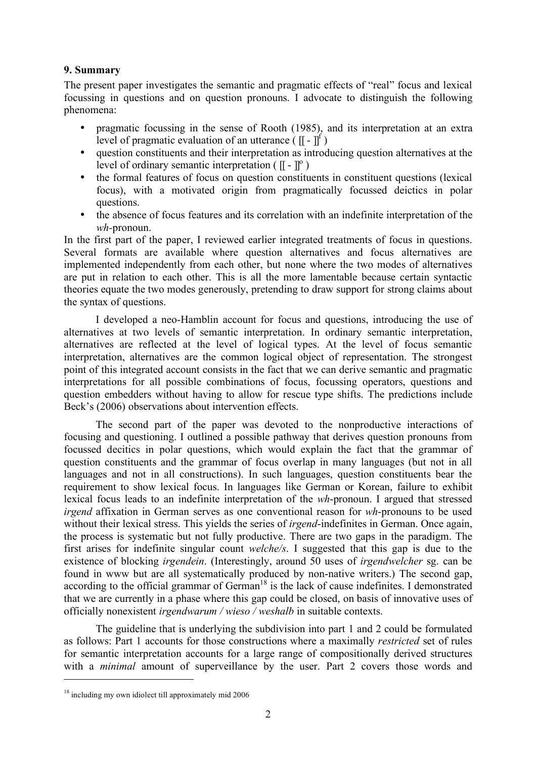## 9. Summary

The present paper investigates the semantic and pragmatic effects of "real" focus and lexical focussing in questions and on question pronouns. I advocate to distinguish the following phenomena:

- pragmatic focussing in the sense of Rooth (1985), and its interpretation at an extra level of pragmatic evaluation of an utterance ( $[[ - ]]^f$ )
- question constituents and their interpretation as introducing question alternatives at the level of ordinary semantic interpretation ( $[[ - ]]^o$ )
- the formal features of focus on question constituents in constituent questions (lexical focus), with a motivated origin from pragmatically focussed deictics in polar questions.
- the absence of focus features and its correlation with an indefinite interpretation of the *wh*-pronoun.

In the first part of the paper, I reviewed earlier integrated treatments of focus in questions. Several formats are available where question alternatives and focus alternatives are implemented independently from each other, but none where the two modes of alternatives are put in relation to each other. This is all the more lamentable because certain syntactic theories equate the two modes generously, pretending to draw support for strong claims about the syntax of questions.

I developed a neo-Hamblin account for focus and questions, introducing the use of alternatives at two levels of semantic interpretation. In ordinary semantic interpretation, alternatives are reflected at the level of logical types. At the level of focus semantic interpretation, alternatives are the common logical object of representation. The strongest point of this integrated account consists in the fact that we can derive semantic and pragmatic interpretations for all possible combinations of focus, focussing operators, questions and question embedders without having to allow for rescue type shifts. The predictions include Beck's (2006) observations about intervention effects.

The second part of the paper was devoted to the nonproductive interactions of focusing and questioning. I outlined a possible pathway that derives question pronouns from focussed decitics in polar questions, which would explain the fact that the grammar of question constituents and the grammar of focus overlap in many languages (but not in all languages and not in all constructions). In such languages, question constituents bear the requirement to show lexical focus. In languages like German or Korean, failure to exhibit lexical focus leads to an indefinite interpretation of the *wh*-pronoun. I argued that stressed *irgend* affixation in German serves as one conventional reason for *wh*-pronouns to be used without their lexical stress. This yields the series of *irgend*-indefinites in German. Once again, the process is systematic but not fully productive. There are two gaps in the paradigm. The first arises for indefinite singular count *welche/s*. I suggested that this gap is due to the existence of blocking *irgendein*. (Interestingly, around 50 uses of *irgendwelcher* sg. can be found in www but are all systematically produced by non-native writers.) The second gap, according to the official grammar of German[18] is the lack of cause indefinites. I demonstrated that we are currently in a phase where this gap could be closed, on basis of innovative uses of officially nonexistent *irgendwarum / wieso / weshalb* in suitable contexts.

The guideline that is underlying the subdivision into part 1 and 2 could be formulated as follows: Part 1 accounts for those constructions where a maximally *restricted* set of rules for semantic interpretation accounts for a large range of compositionally derived structures with a *minimal* amount of superveillance by the user. Part 2 covers those words and

[18] including my own idiolect till approximately mid 2006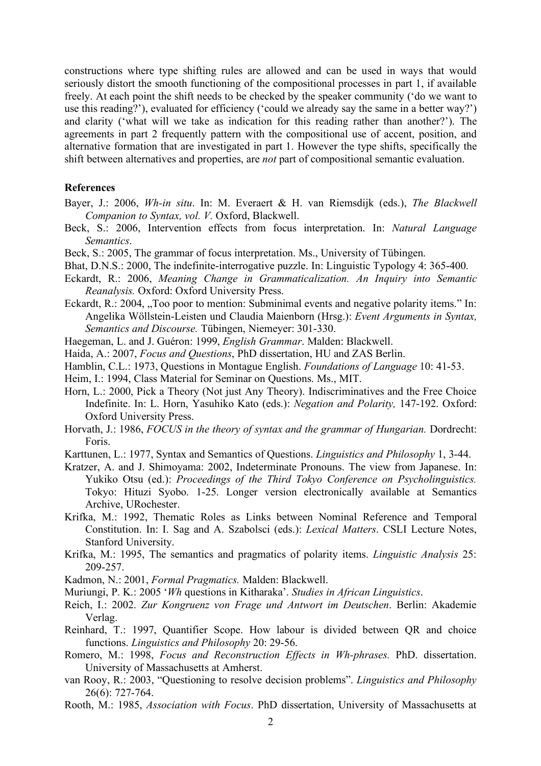constructions where type shifting rules are allowed and can be used in ways that would seriously distort the smooth functioning of the compositional processes in part 1, if available freely. At each point the shift needs to be checked by the speaker community ('do we want to use this reading?'), evaluated for efficiency ('could we already say the same in a better way?') and clarity ('what will we take as indication for this reading rather than another?'). The agreements in part 2 frequently pattern with the compositional use of accent, position, and alternative formation that are investigated in part 1. However the type shifts, specifically the shift between alternatives and properties, are *not* part of compositional semantic evaluation.

**References**

Bayer, J.: 2006, *Wh-in situ*. In: M. Everaert & H. van Riemsdijk (eds.), *The Blackwell Companion to Syntax, vol. V.* Oxford, Blackwell.

Beck, S.: 2006, Intervention effects from focus interpretation. In: *Natural Language Semantics*.

Beck, S.: 2005, The grammar of focus interpretation. Ms., University of Tübingen.

Bhat, D.N.S.: 2000, The indefinite-interrogative puzzle. In: Linguistic Typology 4: 365-400.

Eckardt, R.: 2006, *Meaning Change in Grammaticalization. An Inquiry into Semantic Reanalysis.* Oxford: Oxford University Press.

Eckardt, R.: 2004, „Too poor to mention: Subminimal events and negative polarity items." In: Angelika Wöllstein-Leisten und Claudia Maienborn (Hrsg.): *Event Arguments in Syntax, Semantics and Discourse.* Tübingen, Niemeyer: 301-330.

Haegeman, L. and J. Guéron: 1999, *English Grammar*. Malden: Blackwell.

Haida, A.: 2007, *Focus and Questions*, PhD dissertation, HU and ZAS Berlin.

Hamblin, C.L.: 1973, Questions in Montague English. *Foundations of Language* 10: 41-53.

Heim, I.: 1994, Class Material for Seminar on Questions. Ms., MIT.

Horn, L.: 2000, Pick a Theory (Not just Any Theory). Indiscriminatives and the Free Choice Indefinite. In: L. Horn, Yasuhiko Kato (eds.): *Negation and Polarity,* 147-192. Oxford: Oxford University Press.

Horvath, J.: 1986, *FOCUS in the theory of syntax and the grammar of Hungarian.* Dordrecht: Foris.

Karttunen, L.: 1977, Syntax and Semantics of Questions. *Linguistics and Philosophy* 1, 3-44.

Kratzer, A. and J. Shimoyama: 2002, Indeterminate Pronouns. The view from Japanese. In: Yukiko Otsu (ed.): *Proceedings of the Third Tokyo Conference on Psycholinguistics.* Tokyo: Hituzi Syobo. 1-25. Longer version electronically available at Semantics Archive, URochester.

Krifka, M.: 1992, Thematic Roles as Links between Nominal Reference and Temporal Constitution. In: I. Sag and A. Szabolsci (eds.): *Lexical Matters*. CSLI Lecture Notes, Stanford University.

Krifka, M.: 1995, The semantics and pragmatics of polarity items. *Linguistic Analysis* 25: 209-257.

Kadmon, N.: 2001, *Formal Pragmatics.* Malden: Blackwell.

Muriungi, P. K.: 2005 '*Wh* questions in Kitharaka'. *Studies in African Linguistics*.

Reich, I.: 2002. *Zur Kongruenz von Frage und Antwort im Deutschen*. Berlin: Akademie Verlag.

Reinhard, T.: 1997, Quantifier Scope. How labour is divided between QR and choice functions. *Linguistics and Philosophy* 20: 29-56.

Romero, M.: 1998, *Focus and Reconstruction Effects in Wh-phrases.* PhD. dissertation. University of Massachusetts at Amherst.

van Rooy, R.: 2003, "Questioning to resolve decision problems". *Linguistics and Philosophy* 26(6): 727-764.

Rooth, M.: 1985, *Association with Focus*. PhD dissertation, University of Massachusetts at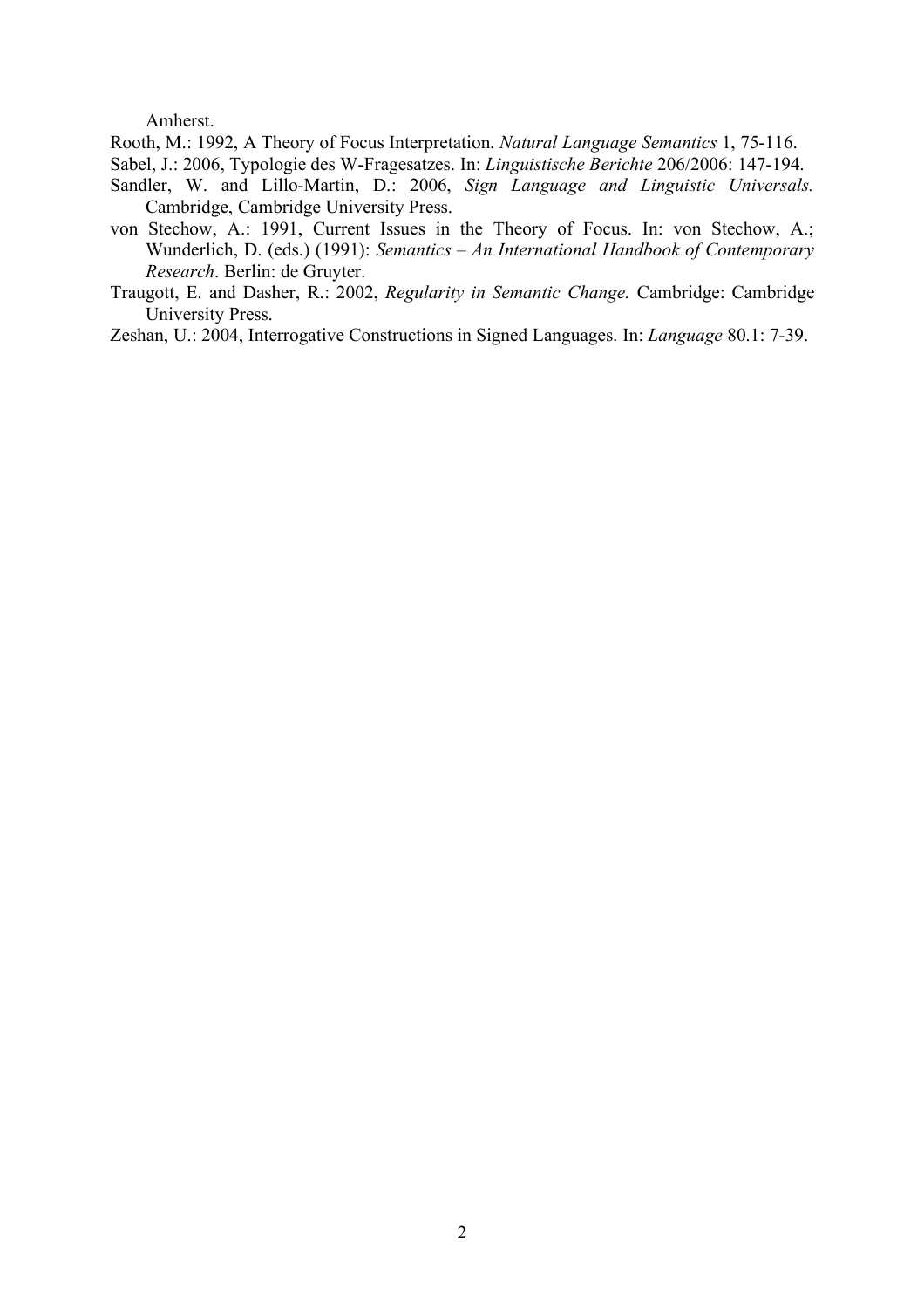Amherst.

Rooth, M.: 1992, A Theory of Focus Interpretation. *Natural Language Semantics* 1, 75-116.

Sabel, J.: 2006, Typologie des W-Fragesatzes. In: *Linguistische Berichte* 206/2006: 147-194.

Sandler, W. and Lillo-Martin, D.: 2006, *Sign Language and Linguistic Universals.* Cambridge, Cambridge University Press.

von Stechow, A.: 1991, Current Issues in the Theory of Focus. In: von Stechow, A.; Wunderlich, D. (eds.) (1991): *Semantics – An International Handbook of Contemporary Research*. Berlin: de Gruyter.

Traugott, E. and Dasher, R.: 2002, *Regularity in Semantic Change.* Cambridge: Cambridge University Press.

Zeshan, U.: 2004, Interrogative Constructions in Signed Languages. In: *Language* 80.1: 7-39.